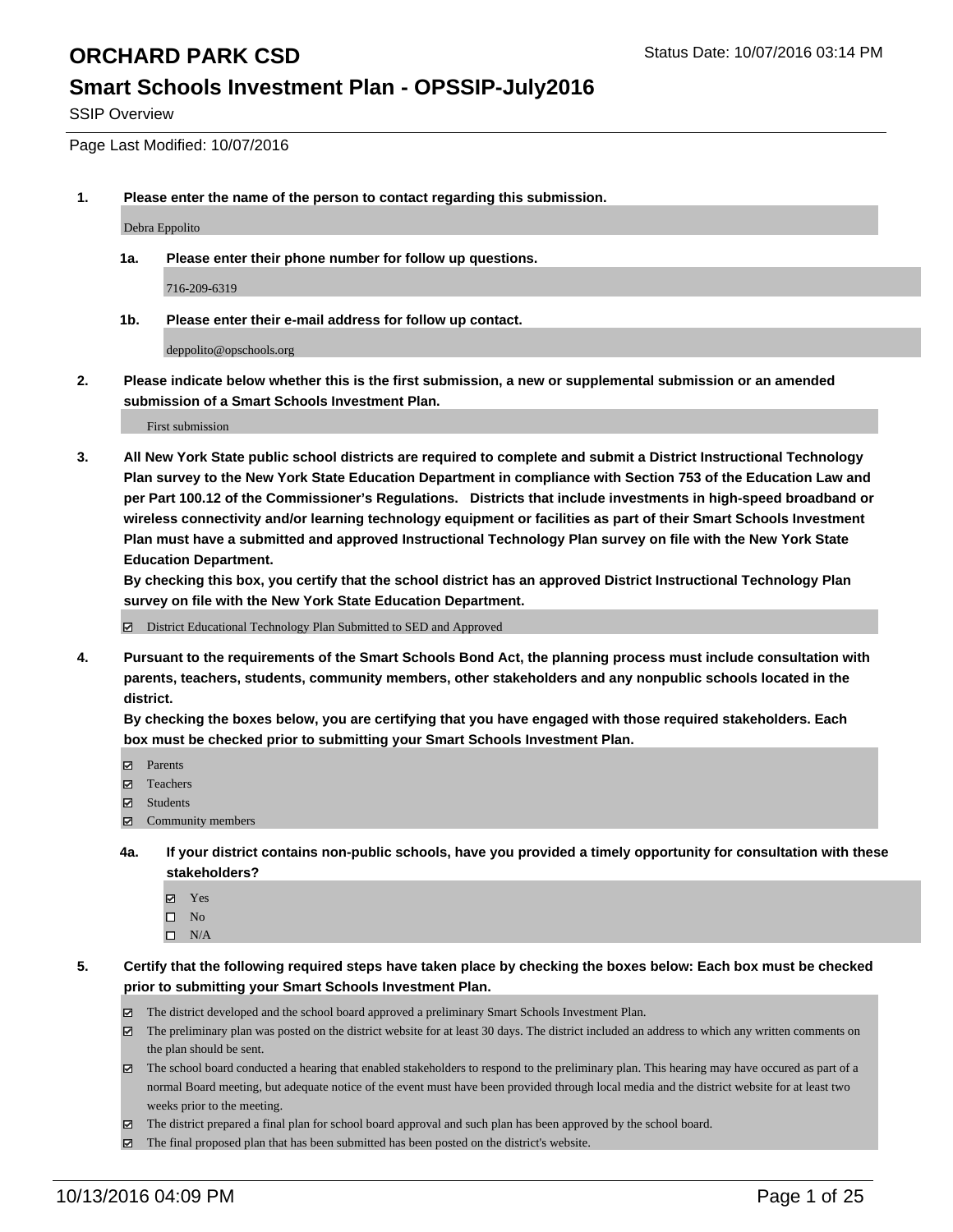# ORCHARD PARK CSD

Status Date: 10/07/2016 03:14 PM

## Smart Schools Investment Plan - OPSSIP-July2016

SSIP Overview

Page Last Modified: 10/07/2016

**1. Please enter the name of the person to contact regarding this submission.**

Debra Eppolito

**1a. Please enter their phone number for follow up questions.**

716-209-6319

**1b. Please enter their e-mail address for follow up contact.**

deppolito@opschools.org

**2. Please indicate below whether this is the first submission, a new or supplemental submission or an amended submission of a Smart Schools Investment Plan.**

First submission

**3. All New York State public school districts are required to complete and submit a District Instructional Technology Plan survey to the New York State Education Department in compliance with Section 753 of the Education Law and per Part 100.12 of the Commissioner's Regulations. Districts that include investments in high-speed broadband or wireless connectivity and/or learning technology equipment or facilities as part of their Smart Schools Investment Plan must have a submitted and approved Instructional Technology Plan survey on file with the New York State Education Department.**

**By checking this box, you certify that the school district has an approved District Instructional Technology Plan survey on file with the New York State Education Department.**

- [x] District Educational Technology Plan Submitted to SED and Approved

**4. Pursuant to the requirements of the Smart Schools Bond Act, the planning process must include consultation with parents, teachers, students, community members, other stakeholders and any nonpublic schools located in the district.**

**By checking the boxes below, you are certifying that you have engaged with those required stakeholders. Each box must be checked prior to submitting your Smart Schools Investment Plan.**

- [x] Parents
- [x] Teachers
- [x] Students
- [x] Community members

**4a. If your district contains non-public schools, have you provided a timely opportunity for consultation with these stakeholders?**

- [x] Yes
- [ ] No
- [ ] N/A

**5. Certify that the following required steps have taken place by checking the boxes below: Each box must be checked prior to submitting your Smart Schools Investment Plan.**

- [x] The district developed and the school board approved a preliminary Smart Schools Investment Plan.
- [x] The preliminary plan was posted on the district website for at least 30 days. The district included an address to which any written comments on the plan should be sent.
- [x] The school board conducted a hearing that enabled stakeholders to respond to the preliminary plan. This hearing may have occured as part of a normal Board meeting, but adequate notice of the event must have been provided through local media and the district website for at least two weeks prior to the meeting.
- [x] The district prepared a final plan for school board approval and such plan has been approved by the school board.
- [x] The final proposed plan that has been submitted has been posted on the district's website.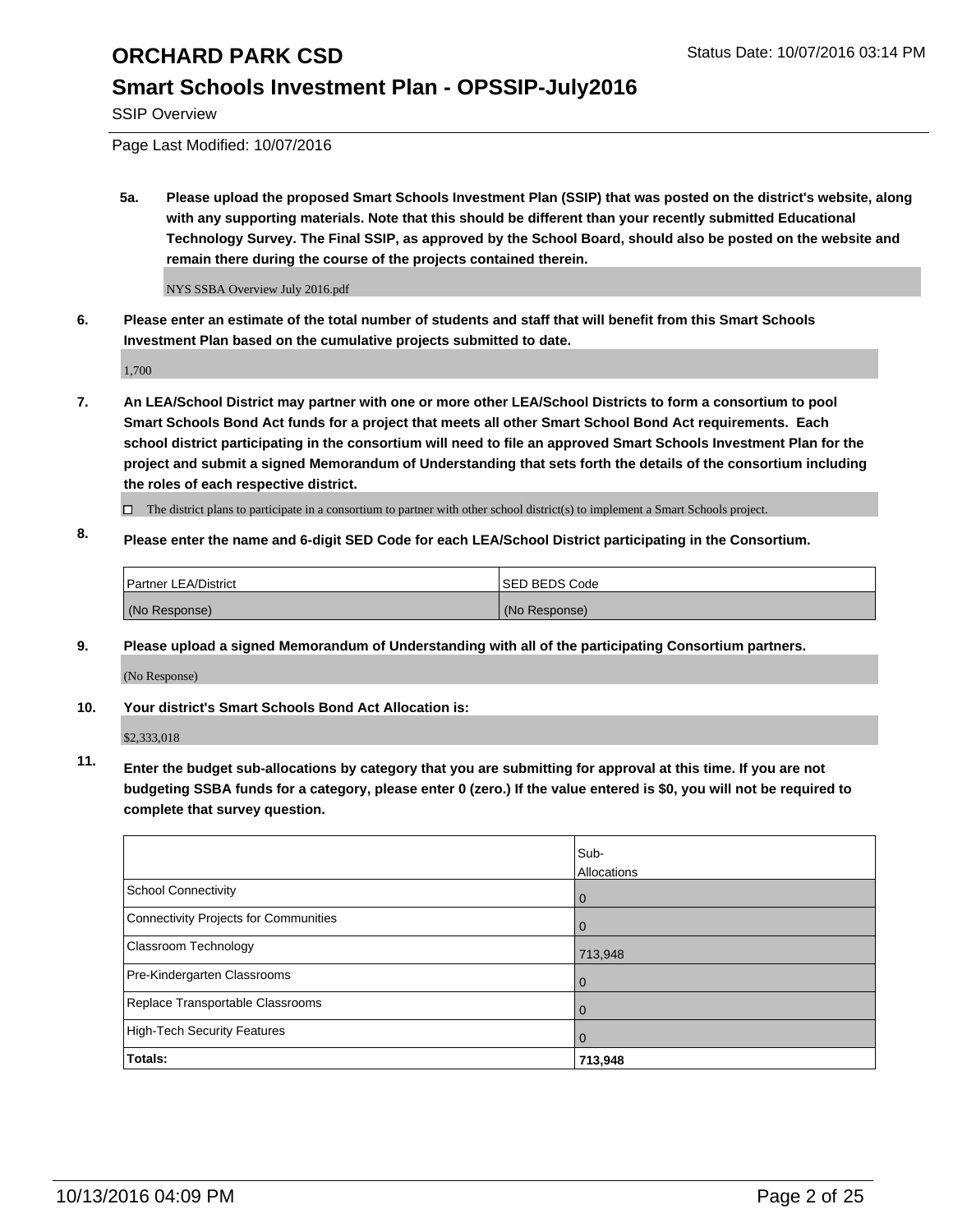# ORCHARD PARK CSD

## Smart Schools Investment Plan - OPSSIP-July2016

SSIP Overview

Page Last Modified: 10/07/2016

**5a. Please upload the proposed Smart Schools Investment Plan (SSIP) that was posted on the district's website, along with any supporting materials. Note that this should be different than your recently submitted Educational Technology Survey. The Final SSIP, as approved by the School Board, should also be posted on the website and remain there during the course of the projects contained therein.**

NYS SSBA Overview July 2016.pdf

**6. Please enter an estimate of the total number of students and staff that will benefit from this Smart Schools Investment Plan based on the cumulative projects submitted to date.**

1,700

**7. An LEA/School District may partner with one or more other LEA/School Districts to form a consortium to pool Smart Schools Bond Act funds for a project that meets all other Smart School Bond Act requirements. Each school district participating in the consortium will need to file an approved Smart Schools Investment Plan for the project and submit a signed Memorandum of Understanding that sets forth the details of the consortium including the roles of each respective district.**

☐ The district plans to participate in a consortium to partner with other school district(s) to implement a Smart Schools project.

**8. Please enter the name and 6-digit SED Code for each LEA/School District participating in the Consortium.**

| Partner LEA/District | SED BEDS Code |
|---|---|
| (No Response) | (No Response) |

**9. Please upload a signed Memorandum of Understanding with all of the participating Consortium partners.**

(No Response)

**10. Your district's Smart Schools Bond Act Allocation is:**

$2,333,018

**11. Enter the budget sub-allocations by category that you are submitting for approval at this time. If you are not budgeting SSBA funds for a category, please enter 0 (zero.) If the value entered is $0, you will not be required to complete that survey question.**

| | Sub-Allocations |
|---|---|
| School Connectivity | 0 |
| Connectivity Projects for Communities | 0 |
| Classroom Technology | 713,948 |
| Pre-Kindergarten Classrooms | 0 |
| Replace Transportable Classrooms | 0 |
| High-Tech Security Features | 0 |
| **Totals:** | **713,948** |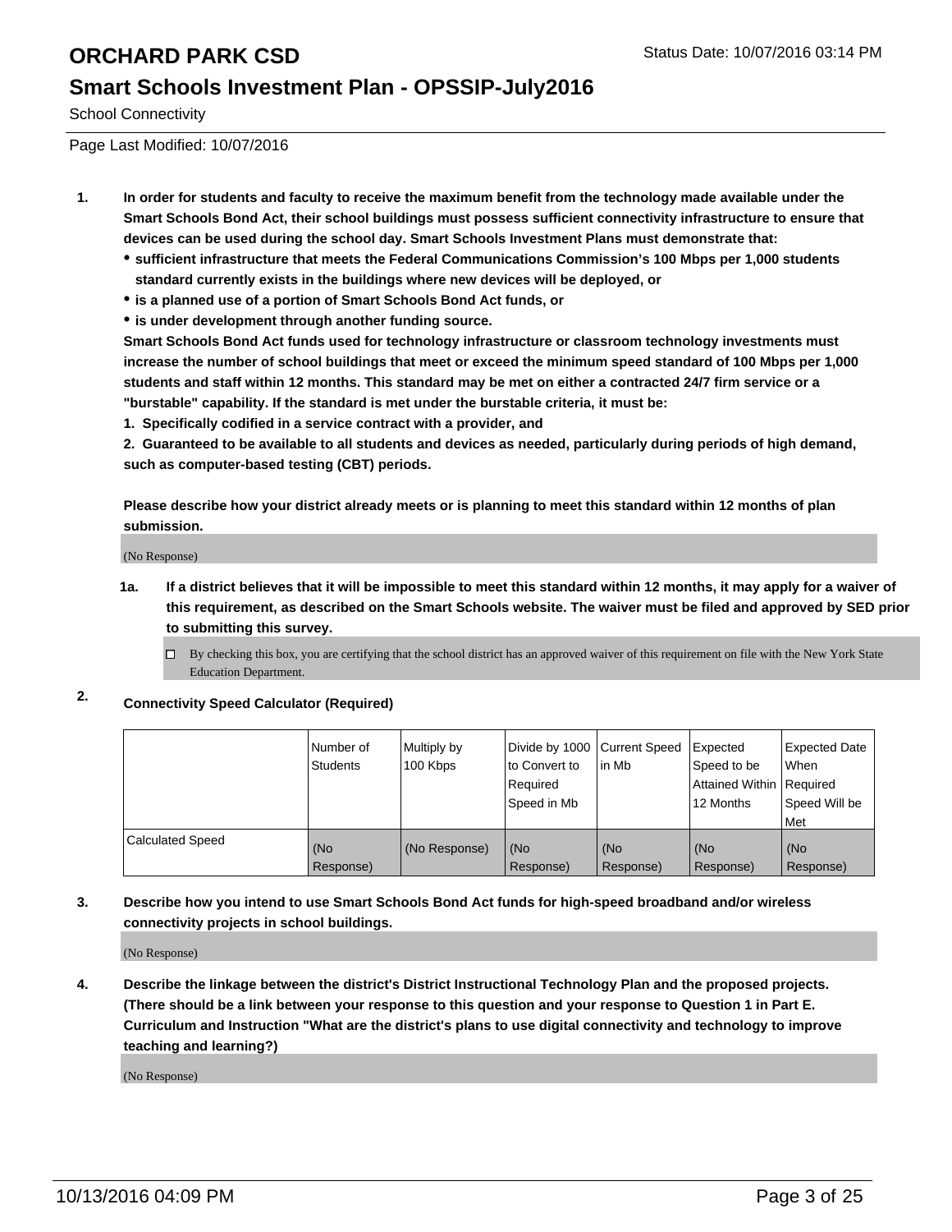# ORCHARD PARK CSD

Status Date: 10/07/2016 03:14 PM

## Smart Schools Investment Plan - OPSSIP-July2016

School Connectivity

Page Last Modified: 10/07/2016

1. **In order for students and faculty to receive the maximum benefit from the technology made available under the Smart Schools Bond Act, their school buildings must possess sufficient connectivity infrastructure to ensure that devices can be used during the school day. Smart Schools Investment Plans must demonstrate that:**
   - **sufficient infrastructure that meets the Federal Communications Commission's 100 Mbps per 1,000 students standard currently exists in the buildings where new devices will be deployed, or**
   - **is a planned use of a portion of Smart Schools Bond Act funds, or**
   - **is under development through another funding source.**

   **Smart Schools Bond Act funds used for technology infrastructure or classroom technology investments must increase the number of school buildings that meet or exceed the minimum speed standard of 100 Mbps per 1,000 students and staff within 12 months. This standard may be met on either a contracted 24/7 firm service or a "burstable" capability. If the standard is met under the burstable criteria, it must be:**

   **1. Specifically codified in a service contract with a provider, and**

   **2. Guaranteed to be available to all students and devices as needed, particularly during periods of high demand, such as computer-based testing (CBT) periods.**

   **Please describe how your district already meets or is planning to meet this standard within 12 months of plan submission.**

   (No Response)

   **1a. If a district believes that it will be impossible to meet this standard within 12 months, it may apply for a waiver of this requirement, as described on the Smart Schools website. The waiver must be filed and approved by SED prior to submitting this survey.**

   ☐ By checking this box, you are certifying that the school district has an approved waiver of this requirement on file with the New York State Education Department.

2. **Connectivity Speed Calculator (Required)**

| | Number of Students | Multiply by 100 Kbps | Divide by 1000 to Convert to Required Speed in Mb | Current Speed in Mb | Expected Speed to be Attained Within 12 Months | Expected Date When Required Speed Will be Met |
|---|---|---|---|---|---|---|
| Calculated Speed | (No Response) | (No Response) | (No Response) | (No Response) | (No Response) | (No Response) |

3. **Describe how you intend to use Smart Schools Bond Act funds for high-speed broadband and/or wireless connectivity projects in school buildings.**

   (No Response)

4. **Describe the linkage between the district's District Instructional Technology Plan and the proposed projects. (There should be a link between your response to this question and your response to Question 1 in Part E. Curriculum and Instruction "What are the district's plans to use digital connectivity and technology to improve teaching and learning?)**

   (No Response)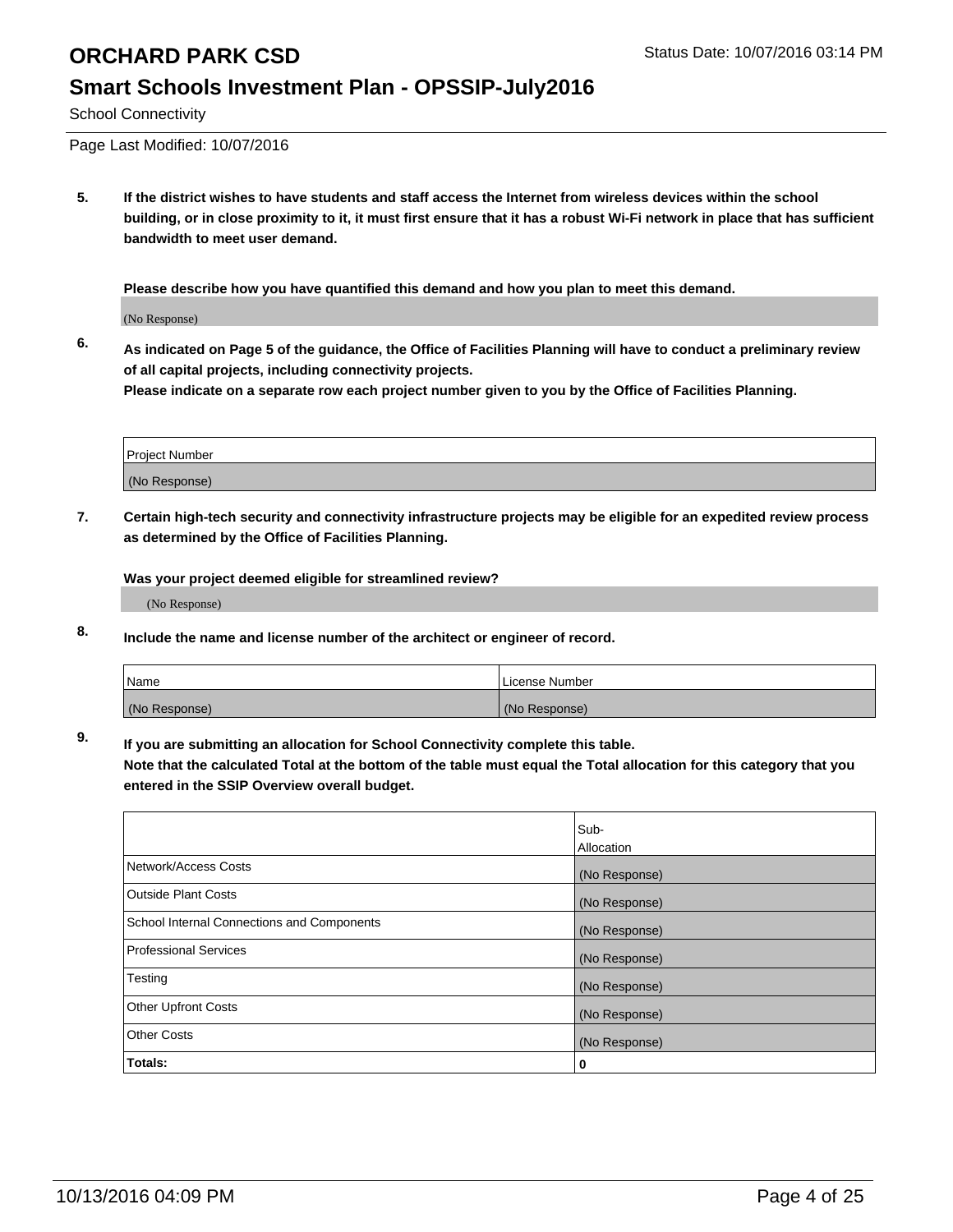# ORCHARD PARK CSD

Status Date: 10/07/2016 03:14 PM

## Smart Schools Investment Plan - OPSSIP-July2016

School Connectivity

Page Last Modified: 10/07/2016

**5. If the district wishes to have students and staff access the Internet from wireless devices within the school building, or in close proximity to it, it must first ensure that it has a robust Wi-Fi network in place that has sufficient bandwidth to meet user demand.**

**Please describe how you have quantified this demand and how you plan to meet this demand.**

(No Response)

**6. As indicated on Page 5 of the guidance, the Office of Facilities Planning will have to conduct a preliminary review of all capital projects, including connectivity projects.**
**Please indicate on a separate row each project number given to you by the Office of Facilities Planning.**

| Project Number |
|---|
| (No Response) |

**7. Certain high-tech security and connectivity infrastructure projects may be eligible for an expedited review process as determined by the Office of Facilities Planning.**

**Was your project deemed eligible for streamlined review?**

(No Response)

**8. Include the name and license number of the architect or engineer of record.**

| Name | License Number |
|---|---|
| (No Response) | (No Response) |

**9. If you are submitting an allocation for School Connectivity complete this table.**
**Note that the calculated Total at the bottom of the table must equal the Total allocation for this category that you entered in the SSIP Overview overall budget.**

| | Sub-Allocation |
|---|---|
| Network/Access Costs | (No Response) |
| Outside Plant Costs | (No Response) |
| School Internal Connections and Components | (No Response) |
| Professional Services | (No Response) |
| Testing | (No Response) |
| Other Upfront Costs | (No Response) |
| Other Costs | (No Response) |
| **Totals:** | **0** |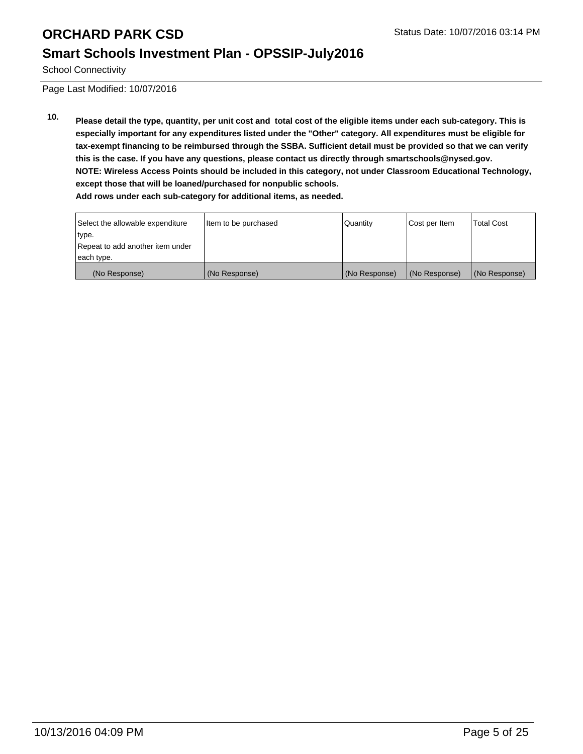# ORCHARD PARK CSD

Status Date: 10/07/2016 03:14 PM

## Smart Schools Investment Plan - OPSSIP-July2016

School Connectivity

Page Last Modified: 10/07/2016

**10. Please detail the type, quantity, per unit cost and total cost of the eligible items under each sub-category. This is especially important for any expenditures listed under the "Other" category. All expenditures must be eligible for tax-exempt financing to be reimbursed through the SSBA. Sufficient detail must be provided so that we can verify this is the case. If you have any questions, please contact us directly through smartschools@nysed.gov.**
**NOTE: Wireless Access Points should be included in this category, not under Classroom Educational Technology, except those that will be loaned/purchased for nonpublic schools.**
**Add rows under each sub-category for additional items, as needed.**

| Select the allowable expenditure type. Repeat to add another item under each type. | Item to be purchased | Quantity | Cost per Item | Total Cost |
|---|---|---|---|---|
| (No Response) | (No Response) | (No Response) | (No Response) | (No Response) |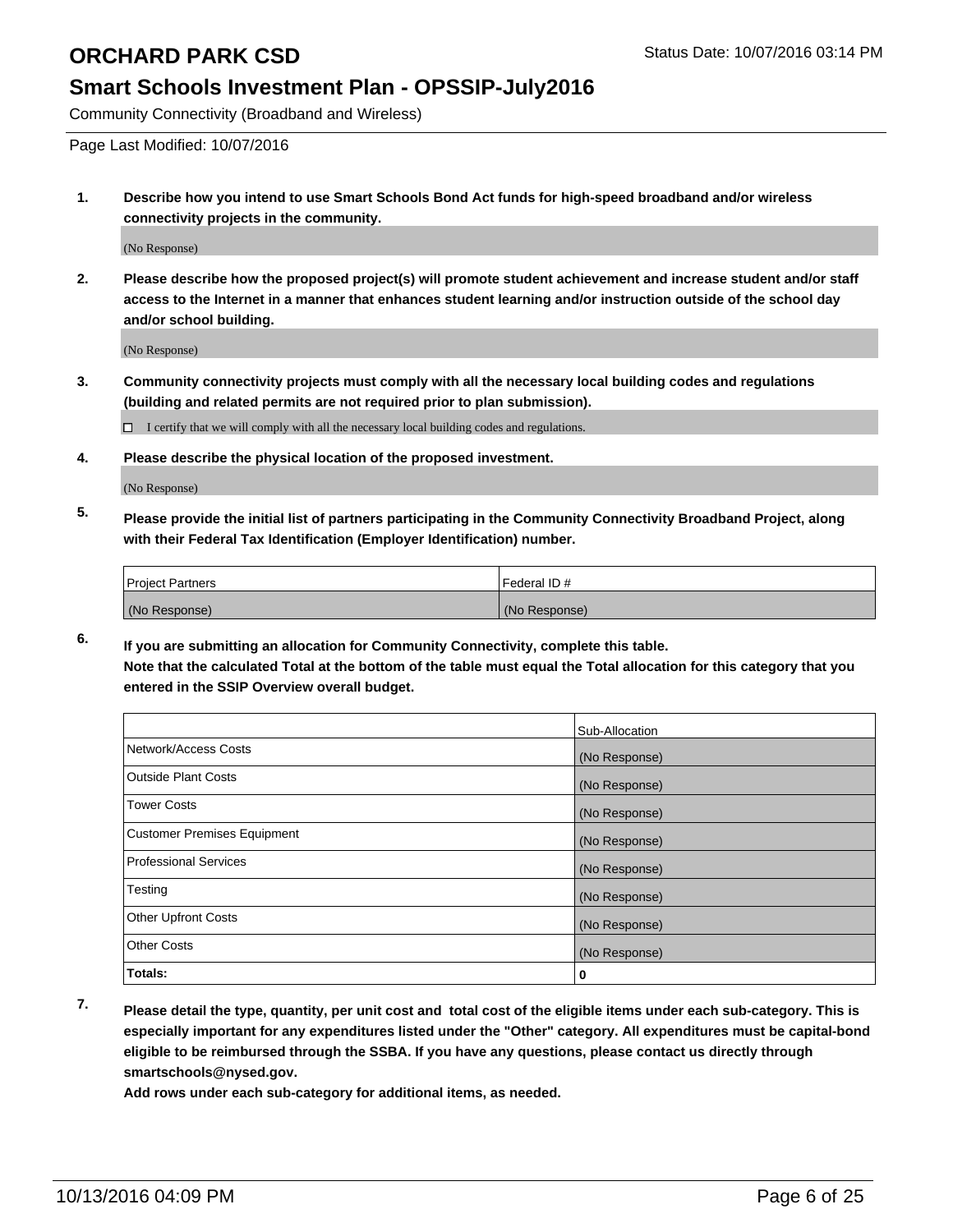# ORCHARD PARK CSD

Status Date: 10/07/2016 03:14 PM

## Smart Schools Investment Plan - OPSSIP-July2016

Community Connectivity (Broadband and Wireless)

Page Last Modified: 10/07/2016

**1. Describe how you intend to use Smart Schools Bond Act funds for high-speed broadband and/or wireless connectivity projects in the community.**

(No Response)

**2. Please describe how the proposed project(s) will promote student achievement and increase student and/or staff access to the Internet in a manner that enhances student learning and/or instruction outside of the school day and/or school building.**

(No Response)

**3. Community connectivity projects must comply with all the necessary local building codes and regulations (building and related permits are not required prior to plan submission).**

☐ I certify that we will comply with all the necessary local building codes and regulations.

**4. Please describe the physical location of the proposed investment.**

(No Response)

**5. Please provide the initial list of partners participating in the Community Connectivity Broadband Project, along with their Federal Tax Identification (Employer Identification) number.**

| Project Partners | Federal ID # |
|---|---|
| (No Response) | (No Response) |

**6. If you are submitting an allocation for Community Connectivity, complete this table.**
**Note that the calculated Total at the bottom of the table must equal the Total allocation for this category that you entered in the SSIP Overview overall budget.**

| | Sub-Allocation |
|---|---|
| Network/Access Costs | (No Response) |
| Outside Plant Costs | (No Response) |
| Tower Costs | (No Response) |
| Customer Premises Equipment | (No Response) |
| Professional Services | (No Response) |
| Testing | (No Response) |
| Other Upfront Costs | (No Response) |
| Other Costs | (No Response) |
| **Totals:** | **0** |

**7. Please detail the type, quantity, per unit cost and total cost of the eligible items under each sub-category. This is especially important for any expenditures listed under the "Other" category. All expenditures must be capital-bond eligible to be reimbursed through the SSBA. If you have any questions, please contact us directly through smartschools@nysed.gov.**
**Add rows under each sub-category for additional items, as needed.**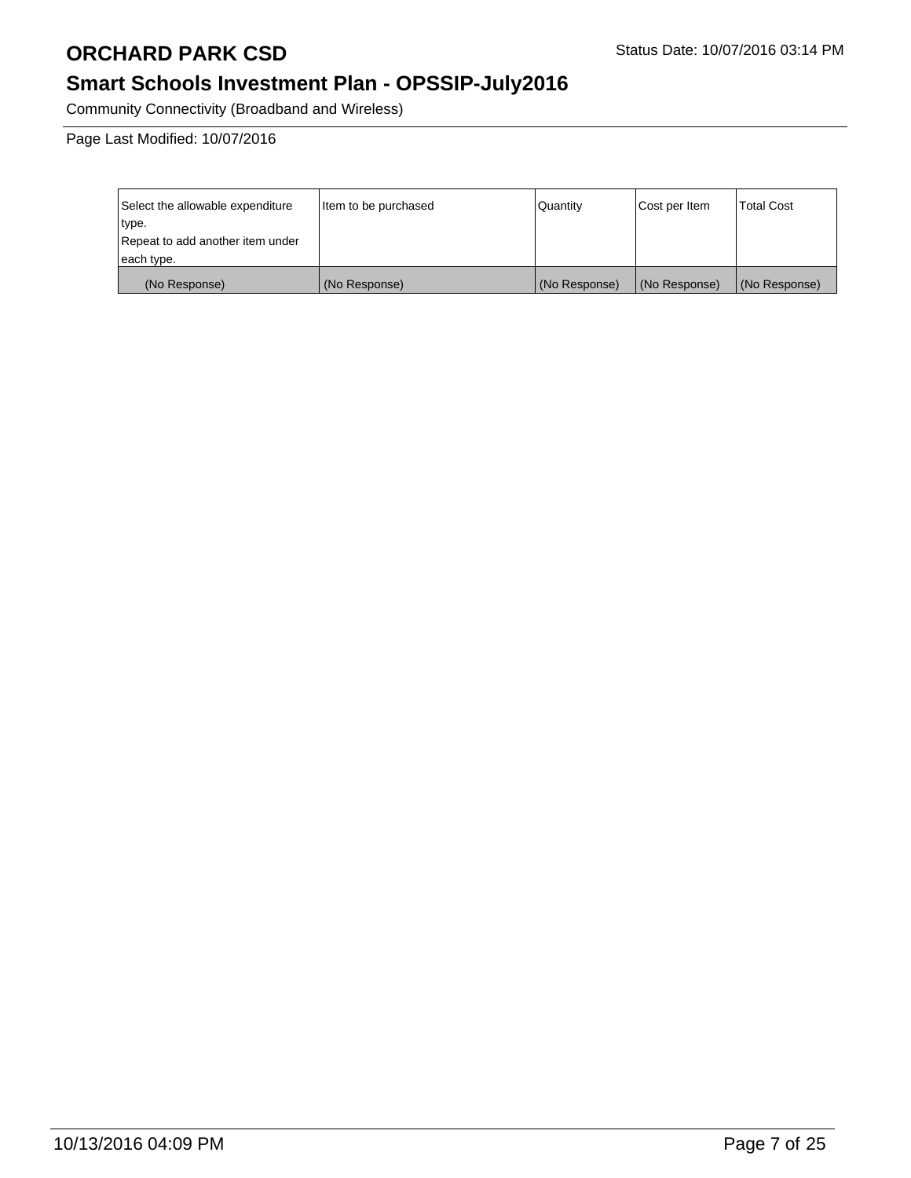| Select the allowable expenditure type. Repeat to add another item under each type. | Item to be purchased | Quantity | Cost per Item | Total Cost |
|---|---|---|---|---|
| (No Response) | (No Response) | (No Response) | (No Response) | (No Response) |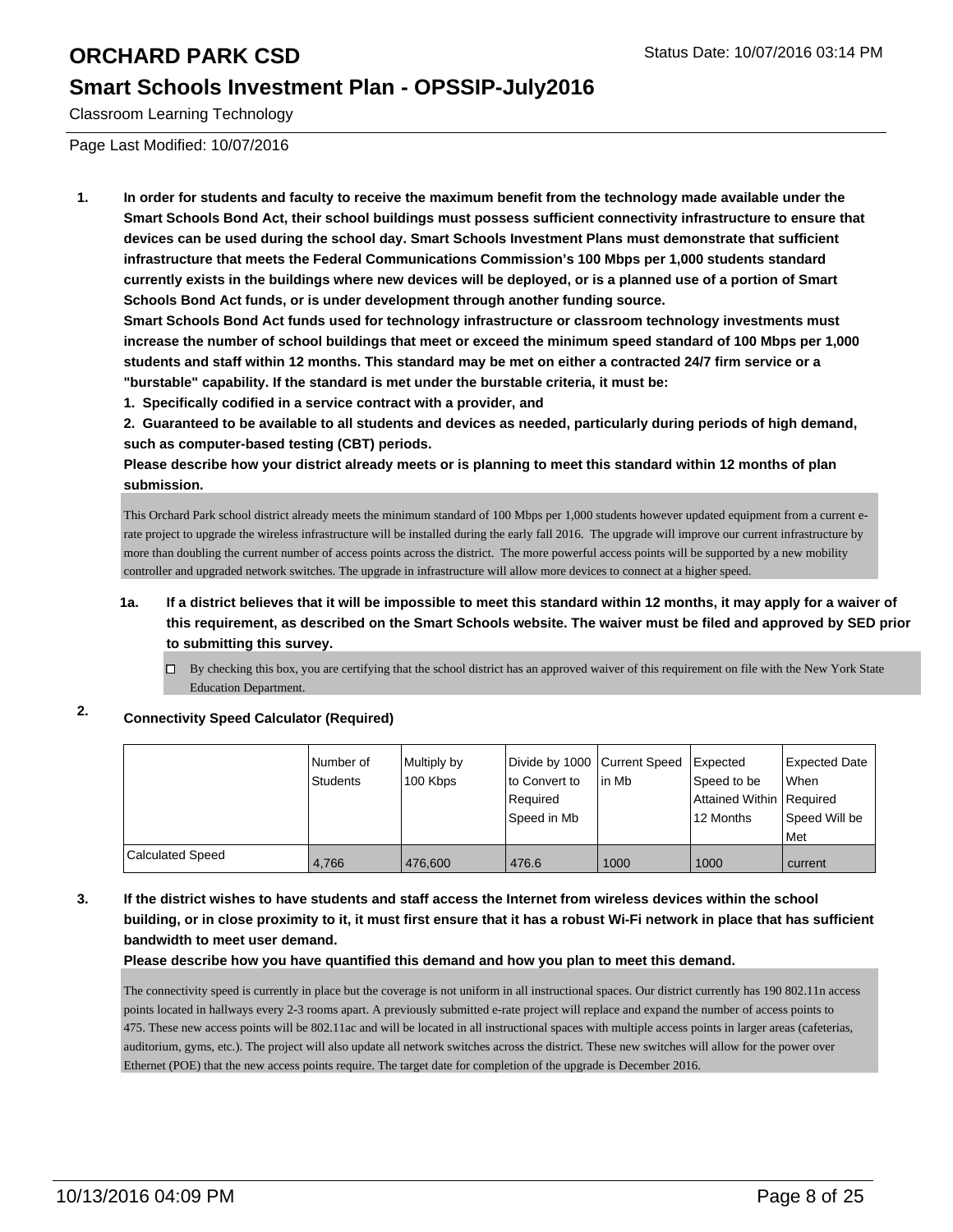# ORCHARD PARK CSD

Status Date: 10/07/2016 03:14 PM

## Smart Schools Investment Plan - OPSSIP-July2016

Classroom Learning Technology

Page Last Modified: 10/07/2016

**1. In order for students and faculty to receive the maximum benefit from the technology made available under the Smart Schools Bond Act, their school buildings must possess sufficient connectivity infrastructure to ensure that devices can be used during the school day. Smart Schools Investment Plans must demonstrate that sufficient infrastructure that meets the Federal Communications Commission's 100 Mbps per 1,000 students standard currently exists in the buildings where new devices will be deployed, or is a planned use of a portion of Smart Schools Bond Act funds, or is under development through another funding source.**

**Smart Schools Bond Act funds used for technology infrastructure or classroom technology investments must increase the number of school buildings that meet or exceed the minimum speed standard of 100 Mbps per 1,000 students and staff within 12 months. This standard may be met on either a contracted 24/7 firm service or a "burstable" capability. If the standard is met under the burstable criteria, it must be:**

**1. Specifically codified in a service contract with a provider, and**

**2. Guaranteed to be available to all students and devices as needed, particularly during periods of high demand, such as computer-based testing (CBT) periods.**

**Please describe how your district already meets or is planning to meet this standard within 12 months of plan submission.**

This Orchard Park school district already meets the minimum standard of 100 Mbps per 1,000 students however updated equipment from a current e-rate project to upgrade the wireless infrastructure will be installed during the early fall 2016. The upgrade will improve our current infrastructure by more than doubling the current number of access points across the district. The more powerful access points will be supported by a new mobility controller and upgraded network switches. The upgrade in infrastructure will allow more devices to connect at a higher speed.

**1a. If a district believes that it will be impossible to meet this standard within 12 months, it may apply for a waiver of this requirement, as described on the Smart Schools website. The waiver must be filed and approved by SED prior to submitting this survey.**

☐ By checking this box, you are certifying that the school district has an approved waiver of this requirement on file with the New York State Education Department.

**2. Connectivity Speed Calculator (Required)**

| | Number of Students | Multiply by 100 Kbps | Divide by 1000 to Convert to Required Speed in Mb | Current Speed in Mb | Expected Speed to be Attained Within 12 Months | Expected Date When Required Speed Will be Met |
|---|---|---|---|---|---|---|
| Calculated Speed | 4,766 | 476,600 | 476.6 | 1000 | 1000 | current |

**3. If the district wishes to have students and staff access the Internet from wireless devices within the school building, or in close proximity to it, it must first ensure that it has a robust Wi-Fi network in place that has sufficient bandwidth to meet user demand.**

**Please describe how you have quantified this demand and how you plan to meet this demand.**

The connectivity speed is currently in place but the coverage is not uniform in all instructional spaces. Our district currently has 190 802.11n access points located in hallways every 2-3 rooms apart. A previously submitted e-rate project will replace and expand the number of access points to 475. These new access points will be 802.11ac and will be located in all instructional spaces with multiple access points in larger areas (cafeterias, auditorium, gyms, etc.). The project will also update all network switches across the district. These new switches will allow for the power over Ethernet (POE) that the new access points require. The target date for completion of the upgrade is December 2016.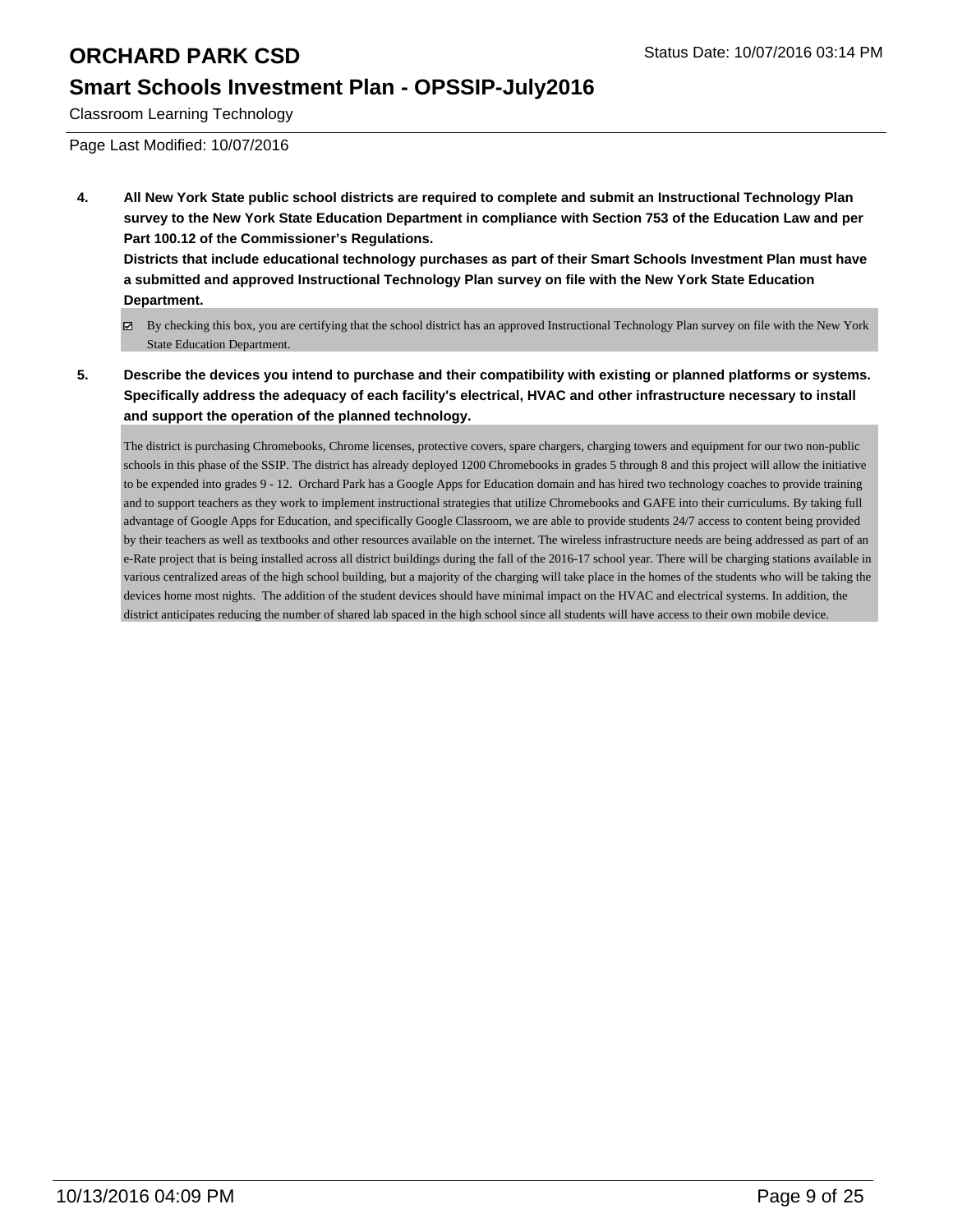**4. All New York State public school districts are required to complete and submit an Instructional Technology Plan survey to the New York State Education Department in compliance with Section 753 of the Education Law and per Part 100.12 of the Commissioner's Regulations.**
**Districts that include educational technology purchases as part of their Smart Schools Investment Plan must have a submitted and approved Instructional Technology Plan survey on file with the New York State Education Department.**

- [x] By checking this box, you are certifying that the school district has an approved Instructional Technology Plan survey on file with the New York State Education Department.

**5. Describe the devices you intend to purchase and their compatibility with existing or planned platforms or systems. Specifically address the adequacy of each facility's electrical, HVAC and other infrastructure necessary to install and support the operation of the planned technology.**

The district is purchasing Chromebooks, Chrome licenses, protective covers, spare chargers, charging towers and equipment for our two non-public schools in this phase of the SSIP. The district has already deployed 1200 Chromebooks in grades 5 through 8 and this project will allow the initiative to be expended into grades 9 - 12. Orchard Park has a Google Apps for Education domain and has hired two technology coaches to provide training and to support teachers as they work to implement instructional strategies that utilize Chromebooks and GAFE into their curriculums. By taking full advantage of Google Apps for Education, and specifically Google Classroom, we are able to provide students 24/7 access to content being provided by their teachers as well as textbooks and other resources available on the internet. The wireless infrastructure needs are being addressed as part of an e-Rate project that is being installed across all district buildings during the fall of the 2016-17 school year. There will be charging stations available in various centralized areas of the high school building, but a majority of the charging will take place in the homes of the students who will be taking the devices home most nights. The addition of the student devices should have minimal impact on the HVAC and electrical systems. In addition, the district anticipates reducing the number of shared lab spaced in the high school since all students will have access to their own mobile device.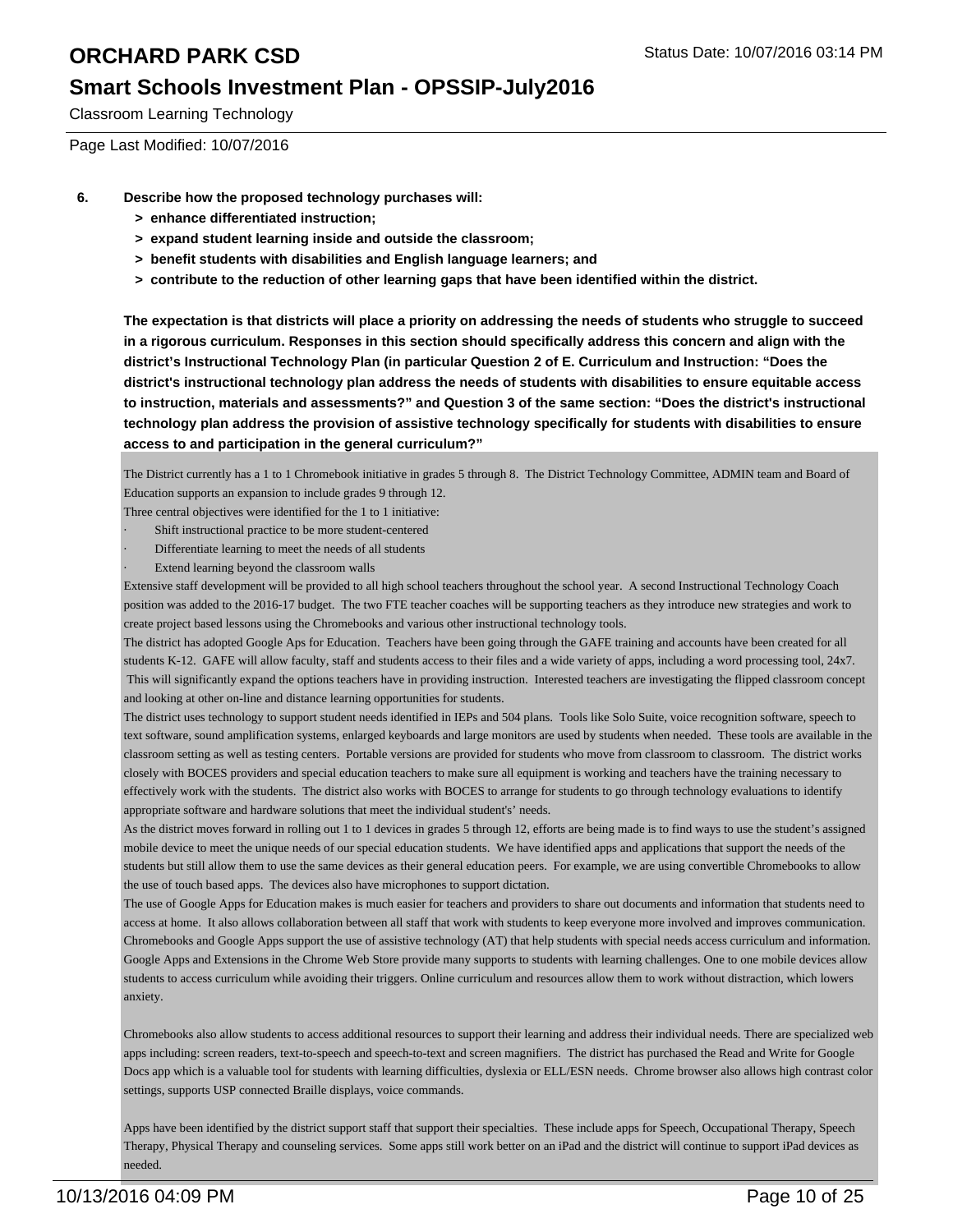# ORCHARD PARK CSD

Status Date: 10/07/2016 03:14 PM

## Smart Schools Investment Plan - OPSSIP-July2016

Classroom Learning Technology

Page Last Modified: 10/07/2016

**6. Describe how the proposed technology purchases will:**
- **> enhance differentiated instruction;**
- **> expand student learning inside and outside the classroom;**
- **> benefit students with disabilities and English language learners; and**
- **> contribute to the reduction of other learning gaps that have been identified within the district.**

**The expectation is that districts will place a priority on addressing the needs of students who struggle to succeed in a rigorous curriculum. Responses in this section should specifically address this concern and align with the district's Instructional Technology Plan (in particular Question 2 of E. Curriculum and Instruction: "Does the district's instructional technology plan address the needs of students with disabilities to ensure equitable access to instruction, materials and assessments?" and Question 3 of the same section: "Does the district's instructional technology plan address the provision of assistive technology specifically for students with disabilities to ensure access to and participation in the general curriculum?"**

The District currently has a 1 to 1 Chromebook initiative in grades 5 through 8. The District Technology Committee, ADMIN team and Board of Education supports an expansion to include grades 9 through 12.

Three central objectives were identified for the 1 to 1 initiative:
- Shift instructional practice to be more student-centered
- Differentiate learning to meet the needs of all students
- Extend learning beyond the classroom walls

Extensive staff development will be provided to all high school teachers throughout the school year. A second Instructional Technology Coach position was added to the 2016-17 budget. The two FTE teacher coaches will be supporting teachers as they introduce new strategies and work to create project based lessons using the Chromebooks and various other instructional technology tools.

The district has adopted Google Aps for Education. Teachers have been going through the GAFE training and accounts have been created for all students K-12. GAFE will allow faculty, staff and students access to their files and a wide variety of apps, including a word processing tool, 24x7. This will significantly expand the options teachers have in providing instruction. Interested teachers are investigating the flipped classroom concept and looking at other on-line and distance learning opportunities for students.

The district uses technology to support student needs identified in IEPs and 504 plans. Tools like Solo Suite, voice recognition software, speech to text software, sound amplification systems, enlarged keyboards and large monitors are used by students when needed. These tools are available in the classroom setting as well as testing centers. Portable versions are provided for students who move from classroom to classroom. The district works closely with BOCES providers and special education teachers to make sure all equipment is working and teachers have the training necessary to effectively work with the students. The district also works with BOCES to arrange for students to go through technology evaluations to identify appropriate software and hardware solutions that meet the individual student's' needs.

As the district moves forward in rolling out 1 to 1 devices in grades 5 through 12, efforts are being made is to find ways to use the student's assigned mobile device to meet the unique needs of our special education students. We have identified apps and applications that support the needs of the students but still allow them to use the same devices as their general education peers. For example, we are using convertible Chromebooks to allow the use of touch based apps. The devices also have microphones to support dictation.

The use of Google Apps for Education makes is much easier for teachers and providers to share out documents and information that students need to access at home. It also allows collaboration between all staff that work with students to keep everyone more involved and improves communication. Chromebooks and Google Apps support the use of assistive technology (AT) that help students with special needs access curriculum and information. Google Apps and Extensions in the Chrome Web Store provide many supports to students with learning challenges. One to one mobile devices allow students to access curriculum while avoiding their triggers. Online curriculum and resources allow them to work without distraction, which lowers anxiety.

Chromebooks also allow students to access additional resources to support their learning and address their individual needs. There are specialized web apps including: screen readers, text-to-speech and speech-to-text and screen magnifiers. The district has purchased the Read and Write for Google Docs app which is a valuable tool for students with learning difficulties, dyslexia or ELL/ESN needs. Chrome browser also allows high contrast color settings, supports USP connected Braille displays, voice commands.

Apps have been identified by the district support staff that support their specialties. These include apps for Speech, Occupational Therapy, Speech Therapy, Physical Therapy and counseling services. Some apps still work better on an iPad and the district will continue to support iPad devices as needed.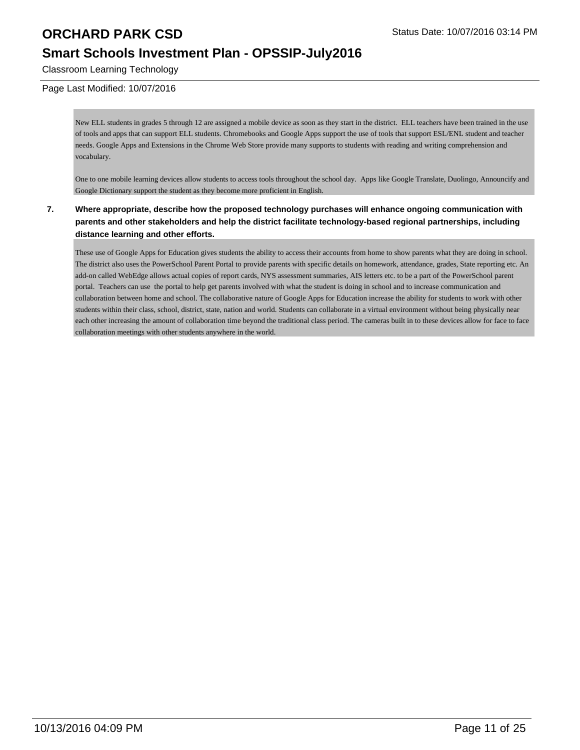New ELL students in grades 5 through 12 are assigned a mobile device as soon as they start in the district. ELL teachers have been trained in the use of tools and apps that can support ELL students. Chromebooks and Google Apps support the use of tools that support ESL/ENL student and teacher needs. Google Apps and Extensions in the Chrome Web Store provide many supports to students with reading and writing comprehension and vocabulary.

One to one mobile learning devices allow students to access tools throughout the school day. Apps like Google Translate, Duolingo, Announcify and Google Dictionary support the student as they become more proficient in English.

**7. Where appropriate, describe how the proposed technology purchases will enhance ongoing communication with parents and other stakeholders and help the district facilitate technology-based regional partnerships, including distance learning and other efforts.**

These use of Google Apps for Education gives students the ability to access their accounts from home to show parents what they are doing in school. The district also uses the PowerSchool Parent Portal to provide parents with specific details on homework, attendance, grades, State reporting etc. An add-on called WebEdge allows actual copies of report cards, NYS assessment summaries, AIS letters etc. to be a part of the PowerSchool parent portal. Teachers can use the portal to help get parents involved with what the student is doing in school and to increase communication and collaboration between home and school. The collaborative nature of Google Apps for Education increase the ability for students to work with other students within their class, school, district, state, nation and world. Students can collaborate in a virtual environment without being physically near each other increasing the amount of collaboration time beyond the traditional class period. The cameras built in to these devices allow for face to face collaboration meetings with other students anywhere in the world.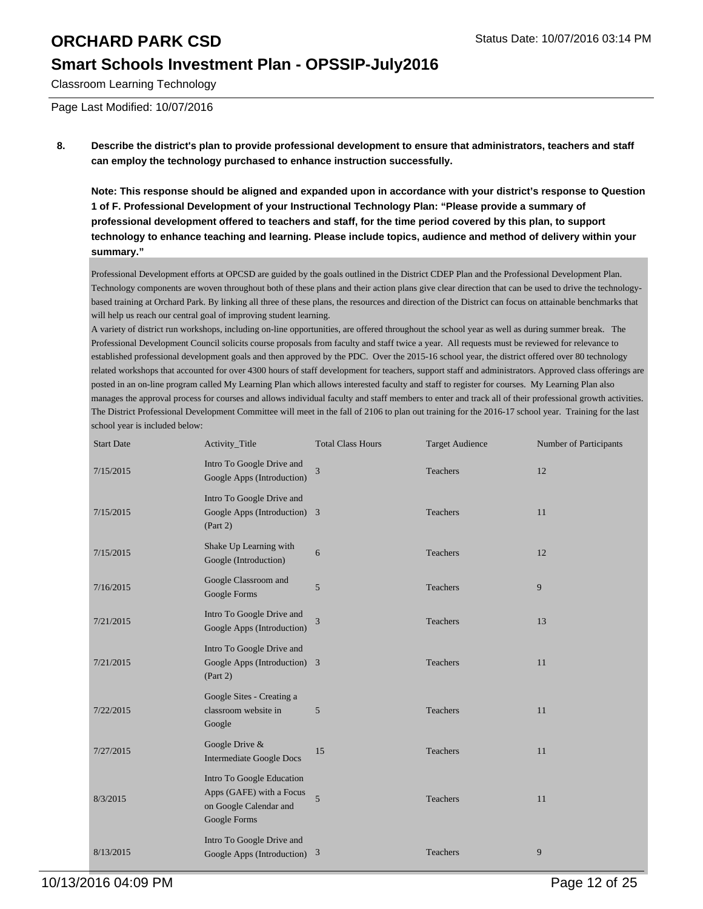**8. Describe the district's plan to provide professional development to ensure that administrators, teachers and staff can employ the technology purchased to enhance instruction successfully.**

**Note: This response should be aligned and expanded upon in accordance with your district's response to Question 1 of F. Professional Development of your Instructional Technology Plan: "Please provide a summary of professional development offered to teachers and staff, for the time period covered by this plan, to support technology to enhance teaching and learning. Please include topics, audience and method of delivery within your summary."**

Professional Development efforts at OPCSD are guided by the goals outlined in the District CDEP Plan and the Professional Development Plan. Technology components are woven throughout both of these plans and their action plans give clear direction that can be used to drive the technology-based training at Orchard Park. By linking all three of these plans, the resources and direction of the District can focus on attainable benchmarks that will help us reach our central goal of improving student learning.

A variety of district run workshops, including on-line opportunities, are offered throughout the school year as well as during summer break. The Professional Development Council solicits course proposals from faculty and staff twice a year. All requests must be reviewed for relevance to established professional development goals and then approved by the PDC. Over the 2015-16 school year, the district offered over 80 technology related workshops that accounted for over 4300 hours of staff development for teachers, support staff and administrators. Approved class offerings are posted in an on-line program called My Learning Plan which allows interested faculty and staff to register for courses. My Learning Plan also manages the approval process for courses and allows individual faculty and staff members to enter and track all of their professional growth activities. The District Professional Development Committee will meet in the fall of 2106 to plan out training for the 2016-17 school year. Training for the last school year is included below:

| Start Date | Activity_Title | Total Class Hours | Target Audience | Number of Participants |
|---|---|---|---|---|
| 7/15/2015 | Intro To Google Drive and Google Apps (Introduction) | 3 | Teachers | 12 |
| 7/15/2015 | Intro To Google Drive and Google Apps (Introduction) (Part 2) | 3 | Teachers | 11 |
| 7/15/2015 | Shake Up Learning with Google (Introduction) | 6 | Teachers | 12 |
| 7/16/2015 | Google Classroom and Google Forms | 5 | Teachers | 9 |
| 7/21/2015 | Intro To Google Drive and Google Apps (Introduction) | 3 | Teachers | 13 |
| 7/21/2015 | Intro To Google Drive and Google Apps (Introduction) (Part 2) | 3 | Teachers | 11 |
| 7/22/2015 | Google Sites - Creating a classroom website in Google | 5 | Teachers | 11 |
| 7/27/2015 | Google Drive & Intermediate Google Docs | 15 | Teachers | 11 |
| 8/3/2015 | Intro To Google Education Apps (GAFE) with a Focus on Google Calendar and Google Forms | 5 | Teachers | 11 |
| 8/13/2015 | Intro To Google Drive and Google Apps (Introduction) | 3 | Teachers | 9 |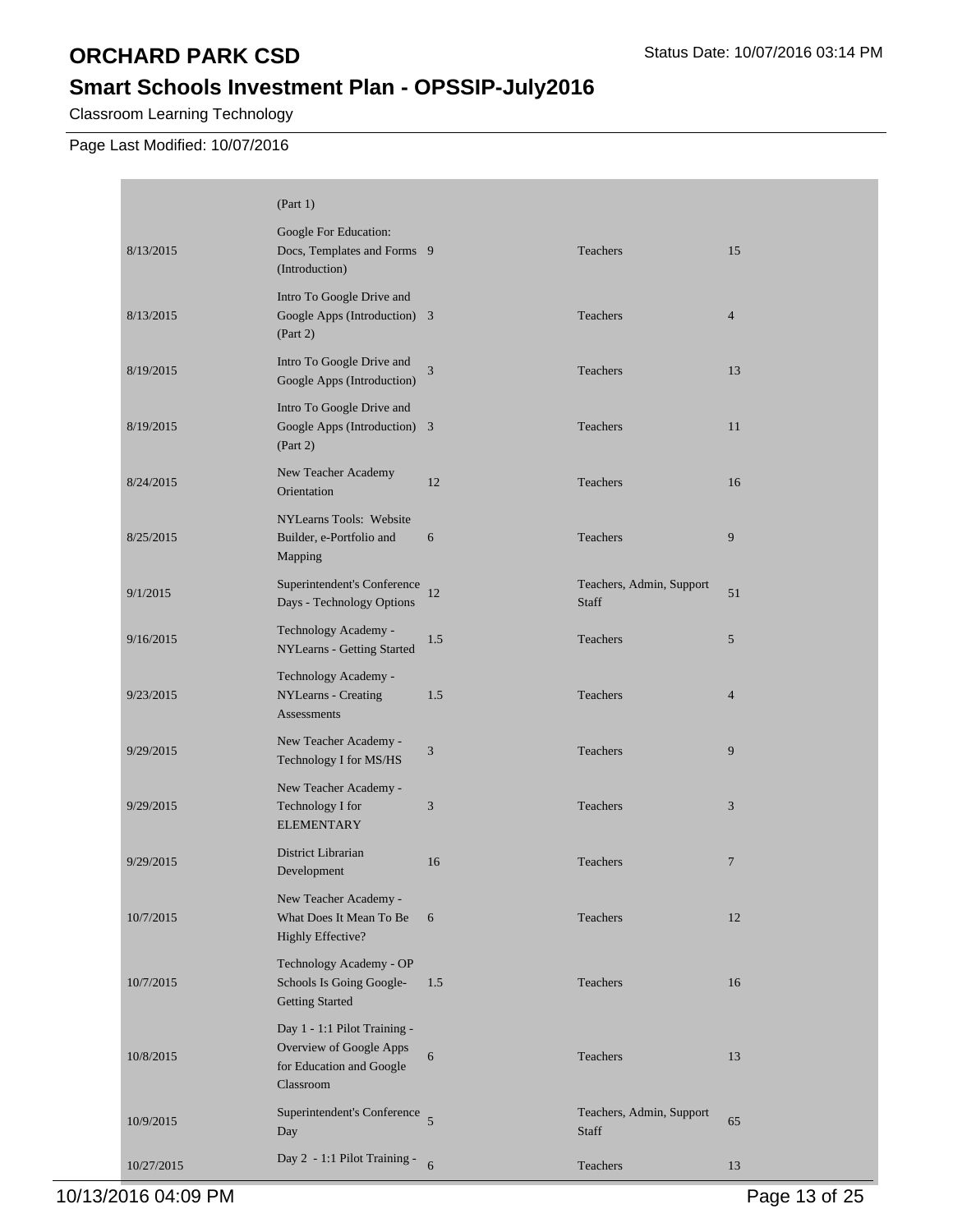# ORCHARD PARK CSD

## Smart Schools Investment Plan - OPSSIP-July2016

Classroom Learning Technology

Page Last Modified: 10/07/2016

| | | | | |
|---|---|---|---|---|
| | (Part 1) | | | |
| 8/13/2015 | Google For Education: Docs, Templates and Forms (Introduction) | 9 | Teachers | 15 |
| 8/13/2015 | Intro To Google Drive and Google Apps (Introduction) (Part 2) | 3 | Teachers | 4 |
| 8/19/2015 | Intro To Google Drive and Google Apps (Introduction) | 3 | Teachers | 13 |
| 8/19/2015 | Intro To Google Drive and Google Apps (Introduction) (Part 2) | 3 | Teachers | 11 |
| 8/24/2015 | New Teacher Academy Orientation | 12 | Teachers | 16 |
| 8/25/2015 | NYLearns Tools: Website Builder, e-Portfolio and Mapping | 6 | Teachers | 9 |
| 9/1/2015 | Superintendent's Conference Days - Technology Options | 12 | Teachers, Admin, Support Staff | 51 |
| 9/16/2015 | Technology Academy - NYLearns - Getting Started | 1.5 | Teachers | 5 |
| 9/23/2015 | Technology Academy - NYLearns - Creating Assessments | 1.5 | Teachers | 4 |
| 9/29/2015 | New Teacher Academy - Technology I for MS/HS | 3 | Teachers | 9 |
| 9/29/2015 | New Teacher Academy - Technology I for ELEMENTARY | 3 | Teachers | 3 |
| 9/29/2015 | District Librarian Development | 16 | Teachers | 7 |
| 10/7/2015 | New Teacher Academy - What Does It Mean To Be Highly Effective? | 6 | Teachers | 12 |
| 10/7/2015 | Technology Academy - OP Schools Is Going Google- Getting Started | 1.5 | Teachers | 16 |
| 10/8/2015 | Day 1 - 1:1 Pilot Training - Overview of Google Apps for Education and Google Classroom | 6 | Teachers | 13 |
| 10/9/2015 | Superintendent's Conference Day | 5 | Teachers, Admin, Support Staff | 65 |
| 10/27/2015 | Day 2 - 1:1 Pilot Training - | 6 | Teachers | 13 |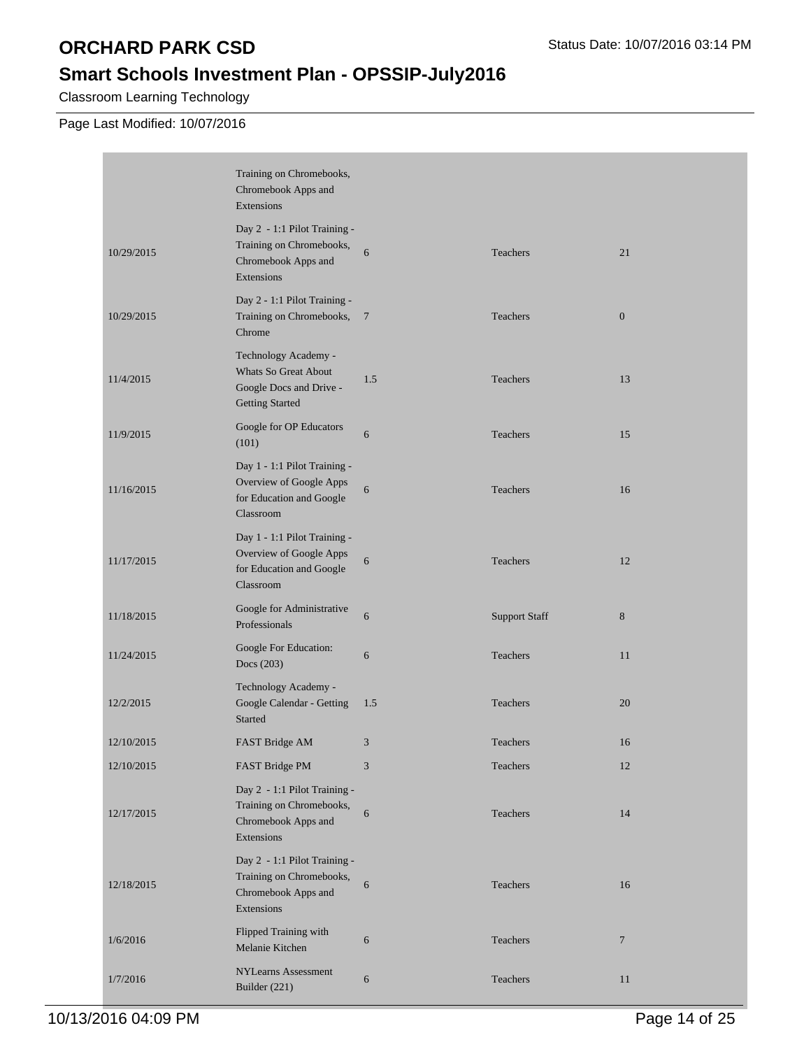# ORCHARD PARK CSD

## Smart Schools Investment Plan - OPSSIP-July2016

Classroom Learning Technology

Page Last Modified: 10/07/2016

| | | | | |
|---|---|---|---|---|
| | Training on Chromebooks, Chromebook Apps and Extensions | | | |
| 10/29/2015 | Day 2 - 1:1 Pilot Training - Training on Chromebooks, Chromebook Apps and Extensions | 6 | Teachers | 21 |
| 10/29/2015 | Day 2 - 1:1 Pilot Training - Training on Chromebooks, Chrome | 7 | Teachers | 0 |
| 11/4/2015 | Technology Academy - Whats So Great About Google Docs and Drive - Getting Started | 1.5 | Teachers | 13 |
| 11/9/2015 | Google for OP Educators (101) | 6 | Teachers | 15 |
| 11/16/2015 | Day 1 - 1:1 Pilot Training - Overview of Google Apps for Education and Google Classroom | 6 | Teachers | 16 |
| 11/17/2015 | Day 1 - 1:1 Pilot Training - Overview of Google Apps for Education and Google Classroom | 6 | Teachers | 12 |
| 11/18/2015 | Google for Administrative Professionals | 6 | Support Staff | 8 |
| 11/24/2015 | Google For Education: Docs (203) | 6 | Teachers | 11 |
| 12/2/2015 | Technology Academy - Google Calendar - Getting Started | 1.5 | Teachers | 20 |
| 12/10/2015 | FAST Bridge AM | 3 | Teachers | 16 |
| 12/10/2015 | FAST Bridge PM | 3 | Teachers | 12 |
| 12/17/2015 | Day 2 - 1:1 Pilot Training - Training on Chromebooks, Chromebook Apps and Extensions | 6 | Teachers | 14 |
| 12/18/2015 | Day 2 - 1:1 Pilot Training - Training on Chromebooks, Chromebook Apps and Extensions | 6 | Teachers | 16 |
| 1/6/2016 | Flipped Training with Melanie Kitchen | 6 | Teachers | 7 |
| 1/7/2016 | NYLearns Assessment Builder (221) | 6 | Teachers | 11 |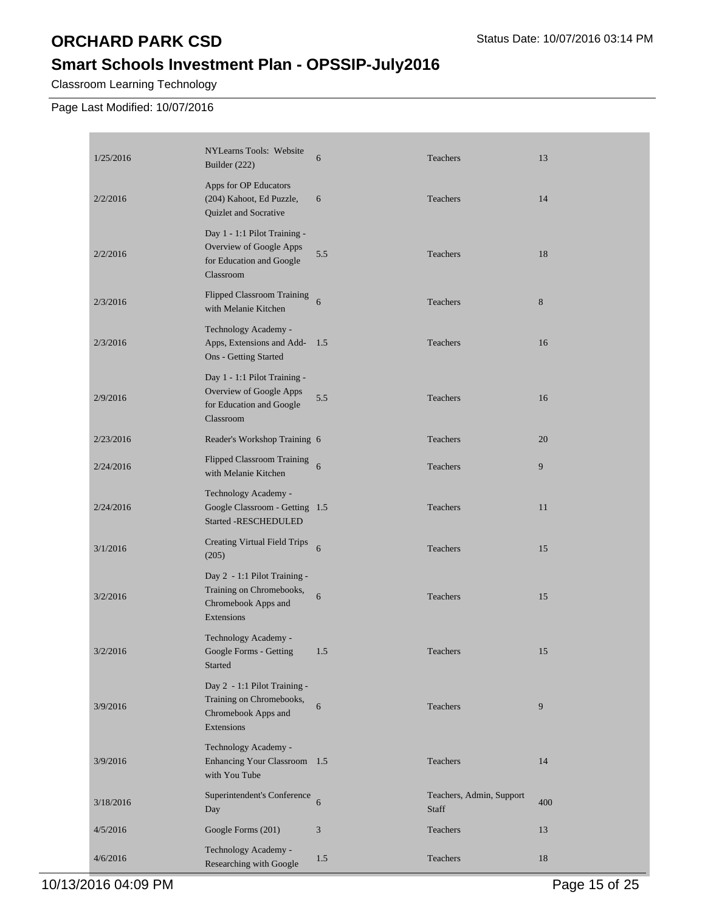# ORCHARD PARK CSD

## Smart Schools Investment Plan - OPSSIP-July2016

Classroom Learning Technology

Page Last Modified: 10/07/2016

| | | | | |
|---|---|---|---|---|
| 1/25/2016 | NYLearns Tools: Website Builder (222) | 6 | Teachers | 13 |
| 2/2/2016 | Apps for OP Educators (204) Kahoot, Ed Puzzle, Quizlet and Socrative | 6 | Teachers | 14 |
| 2/2/2016 | Day 1 - 1:1 Pilot Training - Overview of Google Apps for Education and Google Classroom | 5.5 | Teachers | 18 |
| 2/3/2016 | Flipped Classroom Training with Melanie Kitchen | 6 | Teachers | 8 |
| 2/3/2016 | Technology Academy - Apps, Extensions and Add-Ons - Getting Started | 1.5 | Teachers | 16 |
| 2/9/2016 | Day 1 - 1:1 Pilot Training - Overview of Google Apps for Education and Google Classroom | 5.5 | Teachers | 16 |
| 2/23/2016 | Reader's Workshop Training | 6 | Teachers | 20 |
| 2/24/2016 | Flipped Classroom Training with Melanie Kitchen | 6 | Teachers | 9 |
| 2/24/2016 | Technology Academy - Google Classroom - Getting Started -RESCHEDULED | 1.5 | Teachers | 11 |
| 3/1/2016 | Creating Virtual Field Trips (205) | 6 | Teachers | 15 |
| 3/2/2016 | Day 2 - 1:1 Pilot Training - Training on Chromebooks, Chromebook Apps and Extensions | 6 | Teachers | 15 |
| 3/2/2016 | Technology Academy - Google Forms - Getting Started | 1.5 | Teachers | 15 |
| 3/9/2016 | Day 2 - 1:1 Pilot Training - Training on Chromebooks, Chromebook Apps and Extensions | 6 | Teachers | 9 |
| 3/9/2016 | Technology Academy - Enhancing Your Classroom with You Tube | 1.5 | Teachers | 14 |
| 3/18/2016 | Superintendent's Conference Day | 6 | Teachers, Admin, Support Staff | 400 |
| 4/5/2016 | Google Forms (201) | 3 | Teachers | 13 |
| 4/6/2016 | Technology Academy - Researching with Google | 1.5 | Teachers | 18 |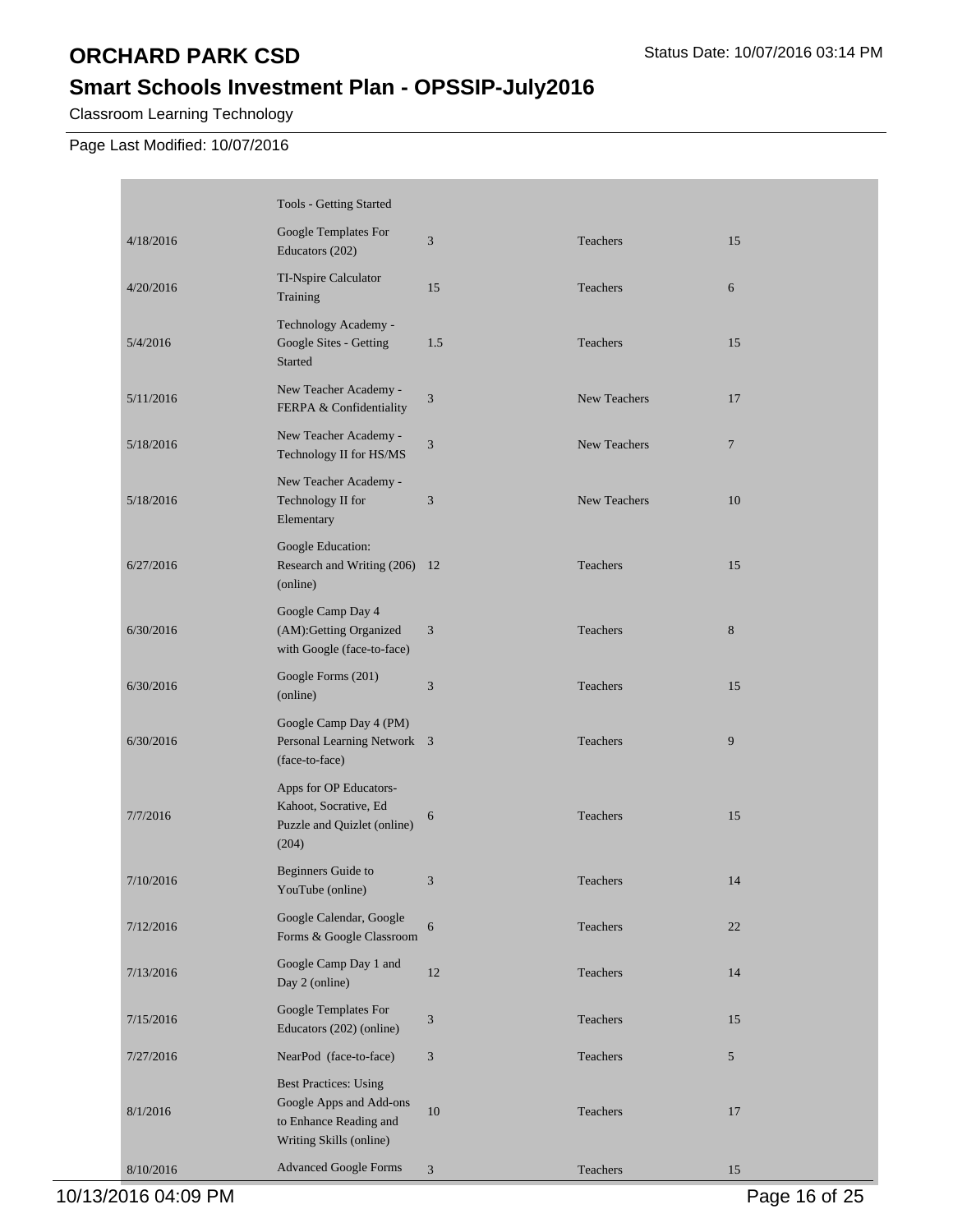# ORCHARD PARK CSD

## Smart Schools Investment Plan - OPSSIP-July2016

Classroom Learning Technology

Page Last Modified: 10/07/2016

| | | | | |
|---|---|---|---|---|
| | Tools - Getting Started | | | |
| 4/18/2016 | Google Templates For Educators (202) | 3 | Teachers | 15 |
| 4/20/2016 | TI-Nspire Calculator Training | 15 | Teachers | 6 |
| 5/4/2016 | Technology Academy - Google Sites - Getting Started | 1.5 | Teachers | 15 |
| 5/11/2016 | New Teacher Academy - FERPA & Confidentiality | 3 | New Teachers | 17 |
| 5/18/2016 | New Teacher Academy - Technology II for HS/MS | 3 | New Teachers | 7 |
| 5/18/2016 | New Teacher Academy - Technology II for Elementary | 3 | New Teachers | 10 |
| 6/27/2016 | Google Education: Research and Writing (206) (online) | 12 | Teachers | 15 |
| 6/30/2016 | Google Camp Day 4 (AM):Getting Organized with Google (face-to-face) | 3 | Teachers | 8 |
| 6/30/2016 | Google Forms (201) (online) | 3 | Teachers | 15 |
| 6/30/2016 | Google Camp Day 4 (PM) Personal Learning Network (face-to-face) | 3 | Teachers | 9 |
| 7/7/2016 | Apps for OP Educators- Kahoot, Socrative, Ed Puzzle and Quizlet (online) (204) | 6 | Teachers | 15 |
| 7/10/2016 | Beginners Guide to YouTube (online) | 3 | Teachers | 14 |
| 7/12/2016 | Google Calendar, Google Forms & Google Classroom | 6 | Teachers | 22 |
| 7/13/2016 | Google Camp Day 1 and Day 2 (online) | 12 | Teachers | 14 |
| 7/15/2016 | Google Templates For Educators (202) (online) | 3 | Teachers | 15 |
| 7/27/2016 | NearPod (face-to-face) | 3 | Teachers | 5 |
| 8/1/2016 | Best Practices: Using Google Apps and Add-ons to Enhance Reading and Writing Skills (online) | 10 | Teachers | 17 |
| 8/10/2016 | Advanced Google Forms | 3 | Teachers | 15 |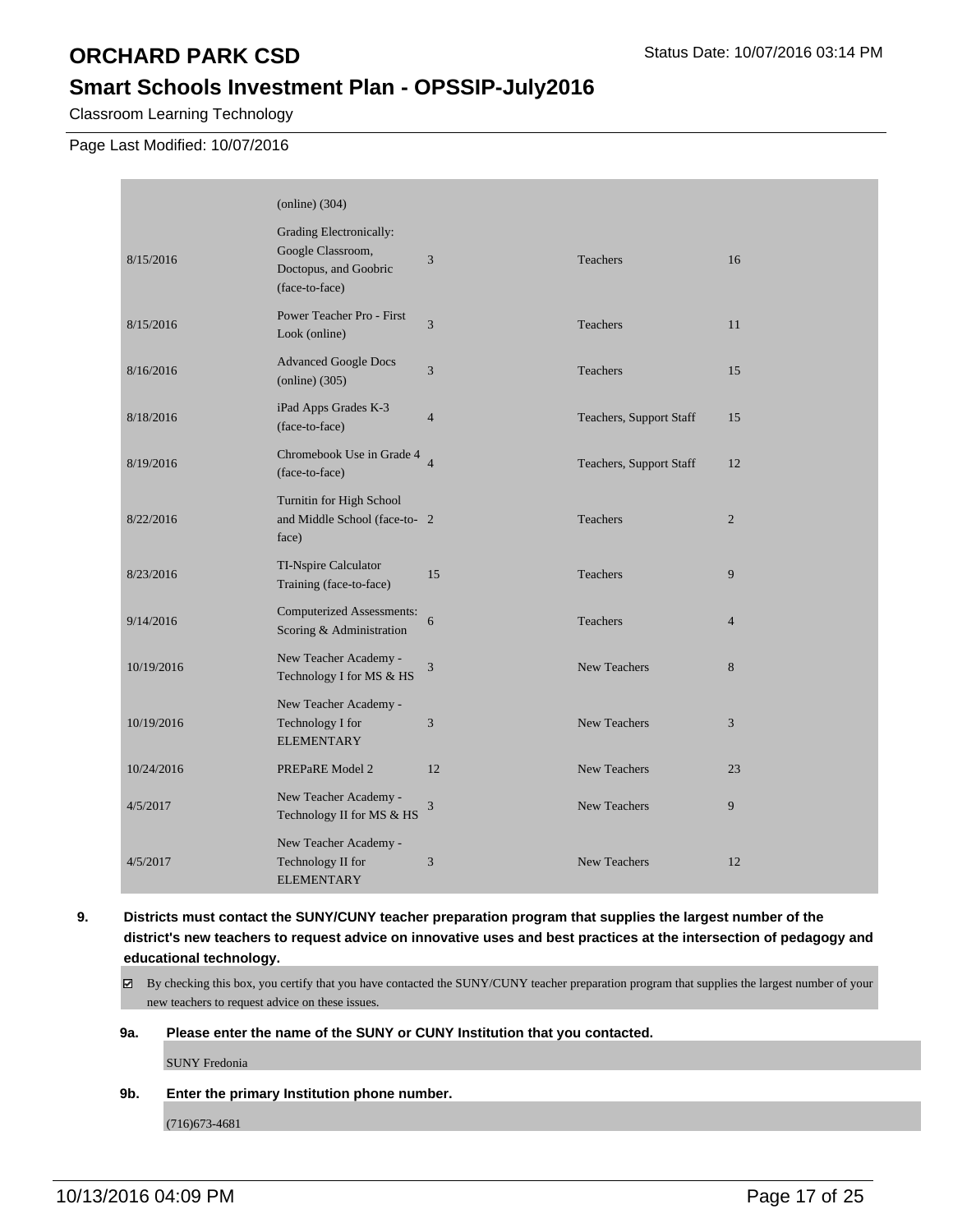# ORCHARD PARK CSD

## Smart Schools Investment Plan - OPSSIP-July2016

Classroom Learning Technology

Page Last Modified: 10/07/2016

| | | | | |
|---|---|---|---|---|
| | (online) (304) | | | |
| 8/15/2016 | Grading Electronically: Google Classroom, Doctopus, and Goobric (face-to-face) | 3 | Teachers | 16 |
| 8/15/2016 | Power Teacher Pro - First Look (online) | 3 | Teachers | 11 |
| 8/16/2016 | Advanced Google Docs (online) (305) | 3 | Teachers | 15 |
| 8/18/2016 | iPad Apps Grades K-3 (face-to-face) | 4 | Teachers, Support Staff | 15 |
| 8/19/2016 | Chromebook Use in Grade 4 (face-to-face) | 4 | Teachers, Support Staff | 12 |
| 8/22/2016 | Turnitin for High School and Middle School (face-to-face) | 2 | Teachers | 2 |
| 8/23/2016 | TI-Nspire Calculator Training (face-to-face) | 15 | Teachers | 9 |
| 9/14/2016 | Computerized Assessments: Scoring & Administration | 6 | Teachers | 4 |
| 10/19/2016 | New Teacher Academy - Technology I for MS & HS | 3 | New Teachers | 8 |
| 10/19/2016 | New Teacher Academy - Technology I for ELEMENTARY | 3 | New Teachers | 3 |
| 10/24/2016 | PREPaRE Model 2 | 12 | New Teachers | 23 |
| 4/5/2017 | New Teacher Academy - Technology II for MS & HS | 3 | New Teachers | 9 |
| 4/5/2017 | New Teacher Academy - Technology II for ELEMENTARY | 3 | New Teachers | 12 |

**9. Districts must contact the SUNY/CUNY teacher preparation program that supplies the largest number of the district's new teachers to request advice on innovative uses and best practices at the intersection of pedagogy and educational technology.**

☑ By checking this box, you certify that you have contacted the SUNY/CUNY teacher preparation program that supplies the largest number of your new teachers to request advice on these issues.

**9a. Please enter the name of the SUNY or CUNY Institution that you contacted.**

SUNY Fredonia

**9b. Enter the primary Institution phone number.**

(716)673-4681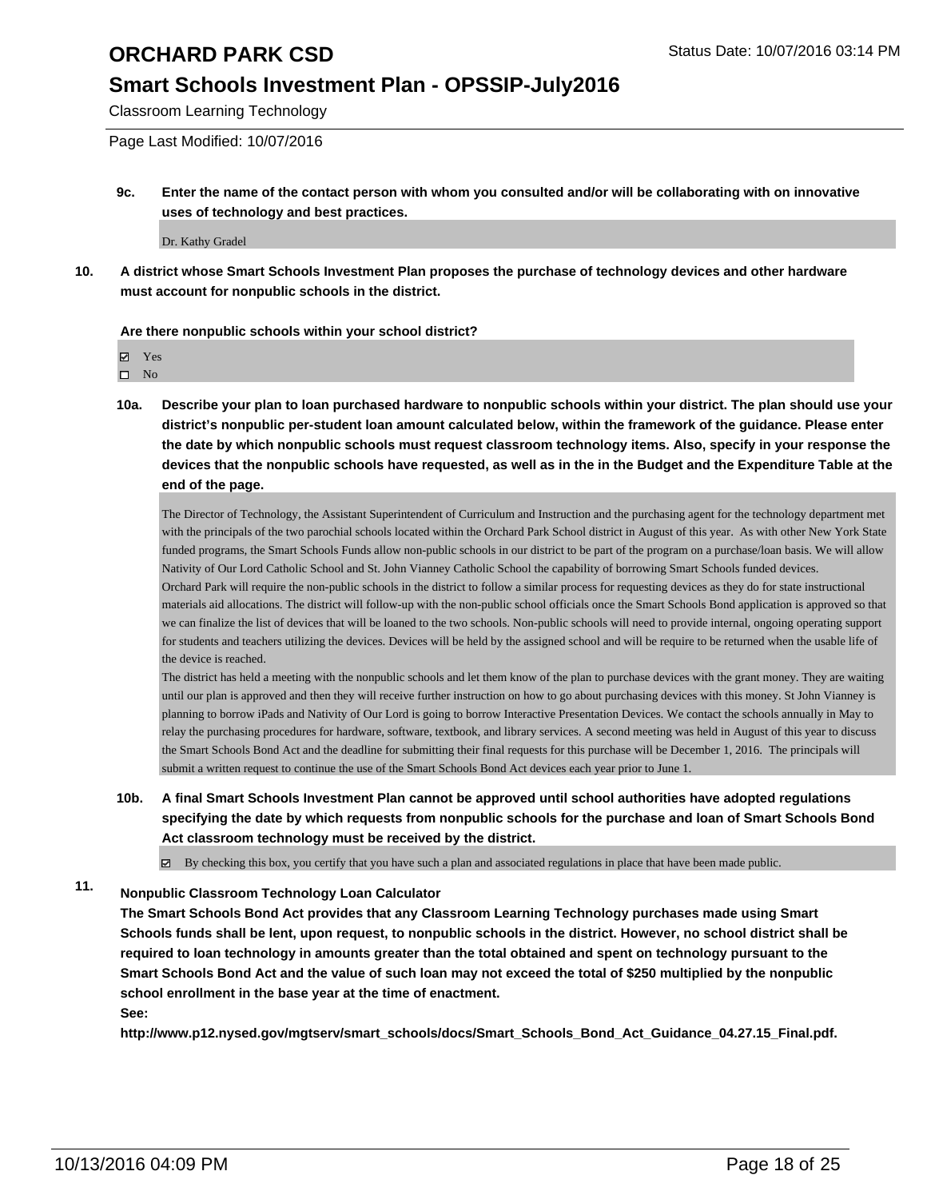**9c. Enter the name of the contact person with whom you consulted and/or will be collaborating with on innovative uses of technology and best practices.**

Dr. Kathy Gradel

**10. A district whose Smart Schools Investment Plan proposes the purchase of technology devices and other hardware must account for nonpublic schools in the district.**

**Are there nonpublic schools within your school district?**

☑ Yes
☐ No

**10a. Describe your plan to loan purchased hardware to nonpublic schools within your district. The plan should use your district's nonpublic per-student loan amount calculated below, within the framework of the guidance. Please enter the date by which nonpublic schools must request classroom technology items. Also, specify in your response the devices that the nonpublic schools have requested, as well as in the in the Budget and the Expenditure Table at the end of the page.**

The Director of Technology, the Assistant Superintendent of Curriculum and Instruction and the purchasing agent for the technology department met with the principals of the two parochial schools located within the Orchard Park School district in August of this year. As with other New York State funded programs, the Smart Schools Funds allow non-public schools in our district to be part of the program on a purchase/loan basis. We will allow Nativity of Our Lord Catholic School and St. John Vianney Catholic School the capability of borrowing Smart Schools funded devices.
Orchard Park will require the non-public schools in the district to follow a similar process for requesting devices as they do for state instructional materials aid allocations. The district will follow-up with the non-public school officials once the Smart Schools Bond application is approved so that we can finalize the list of devices that will be loaned to the two schools. Non-public schools will need to provide internal, ongoing operating support for students and teachers utilizing the devices. Devices will be held by the assigned school and will be require to be returned when the usable life of the device is reached.
The district has held a meeting with the nonpublic schools and let them know of the plan to purchase devices with the grant money. They are waiting until our plan is approved and then they will receive further instruction on how to go about purchasing devices with this money. St John Vianney is planning to borrow iPads and Nativity of Our Lord is going to borrow Interactive Presentation Devices. We contact the schools annually in May to relay the purchasing procedures for hardware, software, textbook, and library services. A second meeting was held in August of this year to discuss the Smart Schools Bond Act and the deadline for submitting their final requests for this purchase will be December 1, 2016. The principals will submit a written request to continue the use of the Smart Schools Bond Act devices each year prior to June 1.

**10b. A final Smart Schools Investment Plan cannot be approved until school authorities have adopted regulations specifying the date by which requests from nonpublic schools for the purchase and loan of Smart Schools Bond Act classroom technology must be received by the district.**

☑ By checking this box, you certify that you have such a plan and associated regulations in place that have been made public.

**11. Nonpublic Classroom Technology Loan Calculator**

**The Smart Schools Bond Act provides that any Classroom Learning Technology purchases made using Smart Schools funds shall be lent, upon request, to nonpublic schools in the district. However, no school district shall be required to loan technology in amounts greater than the total obtained and spent on technology pursuant to the Smart Schools Bond Act and the value of such loan may not exceed the total of $250 multiplied by the nonpublic school enrollment in the base year at the time of enactment.**

**See:**

**http://www.p12.nysed.gov/mgtserv/smart_schools/docs/Smart_Schools_Bond_Act_Guidance_04.27.15_Final.pdf.**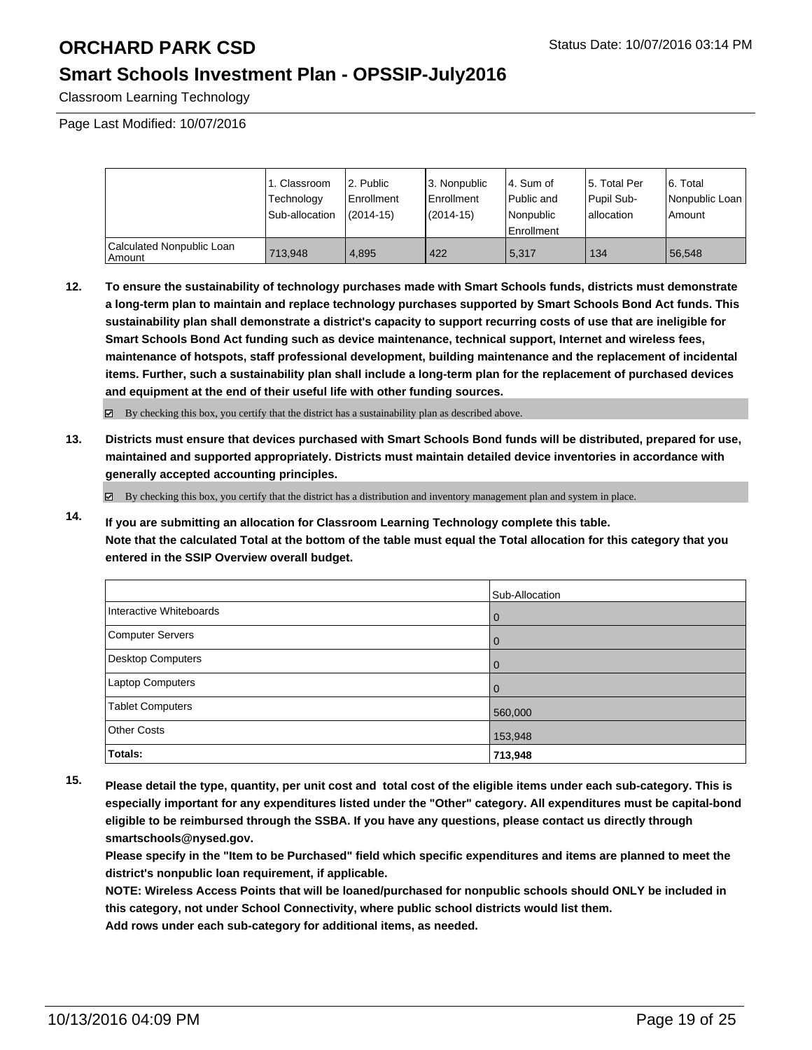| | 1. Classroom Technology Sub-allocation | 2. Public Enrollment (2014-15) | 3. Nonpublic Enrollment (2014-15) | 4. Sum of Public and Nonpublic Enrollment | 5. Total Per Pupil Sub-allocation | 6. Total Nonpublic Loan Amount |
|---|---|---|---|---|---|---|
| Calculated Nonpublic Loan Amount | 713,948 | 4,895 | 422 | 5,317 | 134 | 56,548 |

**12.** **To ensure the sustainability of technology purchases made with Smart Schools funds, districts must demonstrate a long-term plan to maintain and replace technology purchases supported by Smart Schools Bond Act funds. This sustainability plan shall demonstrate a district's capacity to support recurring costs of use that are ineligible for Smart Schools Bond Act funding such as device maintenance, technical support, Internet and wireless fees, maintenance of hotspots, staff professional development, building maintenance and the replacement of incidental items. Further, such a sustainability plan shall include a long-term plan for the replacement of purchased devices and equipment at the end of their useful life with other funding sources.**

☑ By checking this box, you certify that the district has a sustainability plan as described above.

**13.** **Districts must ensure that devices purchased with Smart Schools Bond funds will be distributed, prepared for use, maintained and supported appropriately. Districts must maintain detailed device inventories in accordance with generally accepted accounting principles.**

☑ By checking this box, you certify that the district has a distribution and inventory management plan and system in place.

**14.** **If you are submitting an allocation for Classroom Learning Technology complete this table. Note that the calculated Total at the bottom of the table must equal the Total allocation for this category that you entered in the SSIP Overview overall budget.**

| | Sub-Allocation |
|---|---|
| Interactive Whiteboards | 0 |
| Computer Servers | 0 |
| Desktop Computers | 0 |
| Laptop Computers | 0 |
| Tablet Computers | 560,000 |
| Other Costs | 153,948 |
| **Totals:** | **713,948** |

**15.** **Please detail the type, quantity, per unit cost and total cost of the eligible items under each sub-category. This is especially important for any expenditures listed under the "Other" category. All expenditures must be capital-bond eligible to be reimbursed through the SSBA. If you have any questions, please contact us directly through smartschools@nysed.gov.**
**Please specify in the "Item to be Purchased" field which specific expenditures and items are planned to meet the district's nonpublic loan requirement, if applicable.**
**NOTE: Wireless Access Points that will be loaned/purchased for nonpublic schools should ONLY be included in this category, not under School Connectivity, where public school districts would list them.**
**Add rows under each sub-category for additional items, as needed.**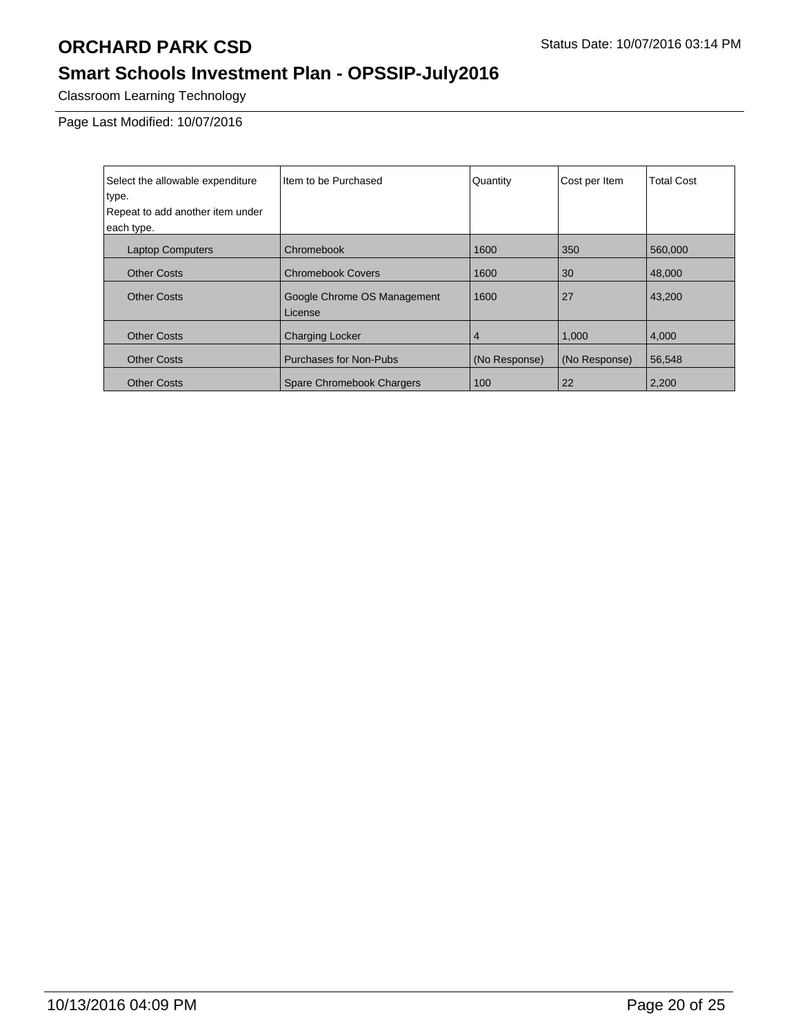# ORCHARD PARK CSD

Status Date: 10/07/2016 03:14 PM

## Smart Schools Investment Plan - OPSSIP-July2016

Classroom Learning Technology

Page Last Modified: 10/07/2016

| Select the allowable expenditure type. Repeat to add another item under each type. | Item to be Purchased | Quantity | Cost per Item | Total Cost |
|---|---|---|---|---|
| Laptop Computers | Chromebook | 1600 | 350 | 560,000 |
| Other Costs | Chromebook Covers | 1600 | 30 | 48,000 |
| Other Costs | Google Chrome OS Management License | 1600 | 27 | 43,200 |
| Other Costs | Charging Locker | 4 | 1,000 | 4,000 |
| Other Costs | Purchases for Non-Pubs | (No Response) | (No Response) | 56,548 |
| Other Costs | Spare Chromebook Chargers | 100 | 22 | 2,200 |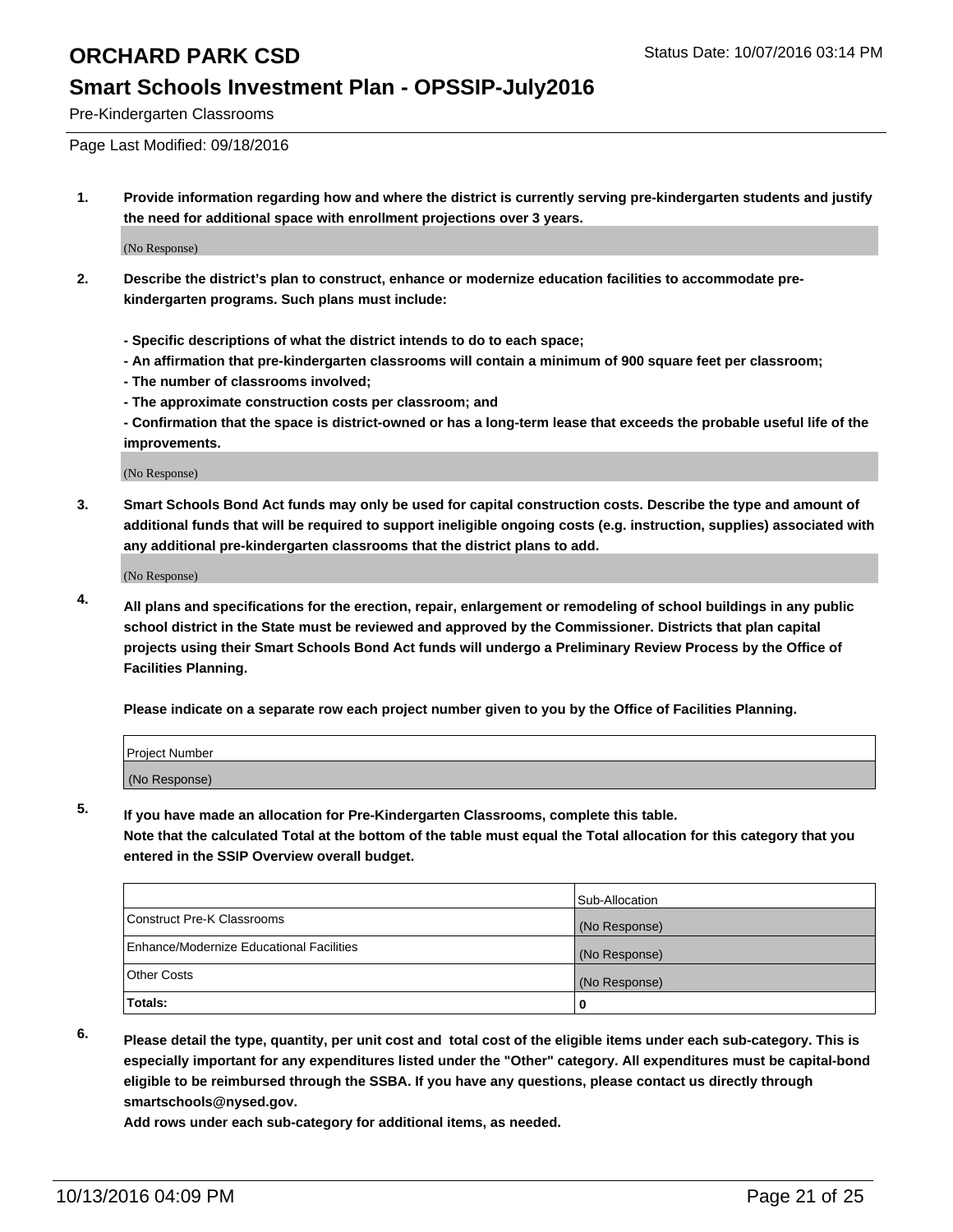# ORCHARD PARK CSD

Status Date: 10/07/2016 03:14 PM

## Smart Schools Investment Plan - OPSSIP-July2016

Pre-Kindergarten Classrooms

Page Last Modified: 09/18/2016

1. **Provide information regarding how and where the district is currently serving pre-kindergarten students and justify the need for additional space with enrollment projections over 3 years.**

   (No Response)

2. **Describe the district's plan to construct, enhance or modernize education facilities to accommodate pre-kindergarten programs. Such plans must include:**

   **- Specific descriptions of what the district intends to do to each space;**
   **- An affirmation that pre-kindergarten classrooms will contain a minimum of 900 square feet per classroom;**
   **- The number of classrooms involved;**
   **- The approximate construction costs per classroom; and**
   **- Confirmation that the space is district-owned or has a long-term lease that exceeds the probable useful life of the improvements.**

   (No Response)

3. **Smart Schools Bond Act funds may only be used for capital construction costs. Describe the type and amount of additional funds that will be required to support ineligible ongoing costs (e.g. instruction, supplies) associated with any additional pre-kindergarten classrooms that the district plans to add.**

   (No Response)

4. **All plans and specifications for the erection, repair, enlargement or remodeling of school buildings in any public school district in the State must be reviewed and approved by the Commissioner. Districts that plan capital projects using their Smart Schools Bond Act funds will undergo a Preliminary Review Process by the Office of Facilities Planning.**

   **Please indicate on a separate row each project number given to you by the Office of Facilities Planning.**

| Project Number |
|---|
| (No Response) |

5. **If you have made an allocation for Pre-Kindergarten Classrooms, complete this table.**
   **Note that the calculated Total at the bottom of the table must equal the Total allocation for this category that you entered in the SSIP Overview overall budget.**

| | Sub-Allocation |
|---|---|
| Construct Pre-K Classrooms | (No Response) |
| Enhance/Modernize Educational Facilities | (No Response) |
| Other Costs | (No Response) |
| **Totals:** | **0** |

6. **Please detail the type, quantity, per unit cost and total cost of the eligible items under each sub-category. This is especially important for any expenditures listed under the "Other" category. All expenditures must be capital-bond eligible to be reimbursed through the SSBA. If you have any questions, please contact us directly through smartschools@nysed.gov.**
   **Add rows under each sub-category for additional items, as needed.**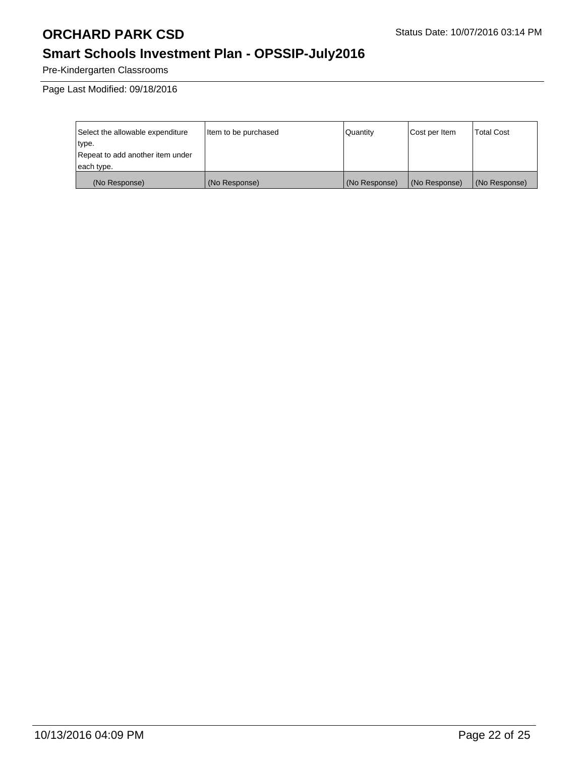Pre-Kindergarten Classrooms

Page Last Modified: 09/18/2016

| Select the allowable expenditure type. Repeat to add another item under each type. | Item to be purchased | Quantity | Cost per Item | Total Cost |
|---|---|---|---|---|
| (No Response) | (No Response) | (No Response) | (No Response) | (No Response) |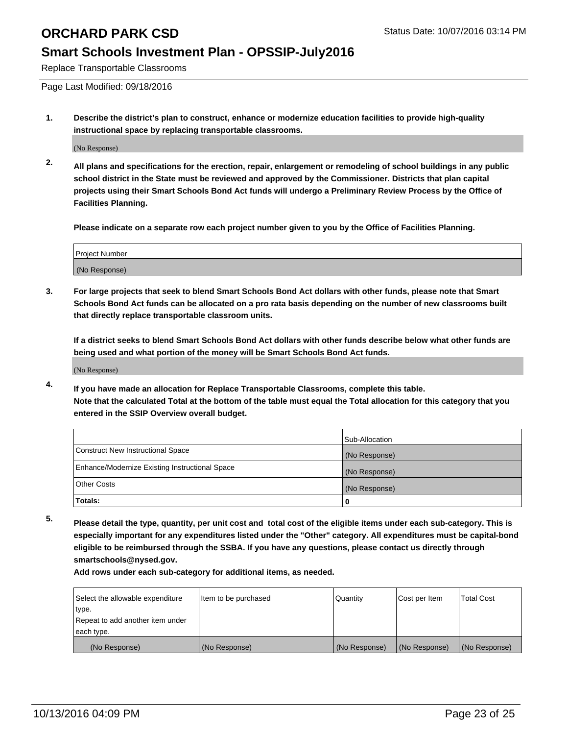# ORCHARD PARK CSD

Status Date: 10/07/2016 03:14 PM

## Smart Schools Investment Plan - OPSSIP-July2016

Replace Transportable Classrooms

Page Last Modified: 09/18/2016

**1. Describe the district's plan to construct, enhance or modernize education facilities to provide high-quality instructional space by replacing transportable classrooms.**

(No Response)

**2. All plans and specifications for the erection, repair, enlargement or remodeling of school buildings in any public school district in the State must be reviewed and approved by the Commissioner. Districts that plan capital projects using their Smart Schools Bond Act funds will undergo a Preliminary Review Process by the Office of Facilities Planning.**

**Please indicate on a separate row each project number given to you by the Office of Facilities Planning.**

| Project Number |
| --- |
| (No Response) |

**3. For large projects that seek to blend Smart Schools Bond Act dollars with other funds, please note that Smart Schools Bond Act funds can be allocated on a pro rata basis depending on the number of new classrooms built that directly replace transportable classroom units.**

**If a district seeks to blend Smart Schools Bond Act dollars with other funds describe below what other funds are being used and what portion of the money will be Smart Schools Bond Act funds.**

(No Response)

**4. If you have made an allocation for Replace Transportable Classrooms, complete this table. Note that the calculated Total at the bottom of the table must equal the Total allocation for this category that you entered in the SSIP Overview overall budget.**

| | Sub-Allocation |
| --- | --- |
| Construct New Instructional Space | (No Response) |
| Enhance/Modernize Existing Instructional Space | (No Response) |
| Other Costs | (No Response) |
| **Totals:** | **0** |

**5. Please detail the type, quantity, per unit cost and total cost of the eligible items under each sub-category. This is especially important for any expenditures listed under the "Other" category. All expenditures must be capital-bond eligible to be reimbursed through the SSBA. If you have any questions, please contact us directly through smartschools@nysed.gov.**

**Add rows under each sub-category for additional items, as needed.**

| Select the allowable expenditure type. Repeat to add another item under each type. | Item to be purchased | Quantity | Cost per Item | Total Cost |
| --- | --- | --- | --- | --- |
| (No Response) | (No Response) | (No Response) | (No Response) | (No Response) |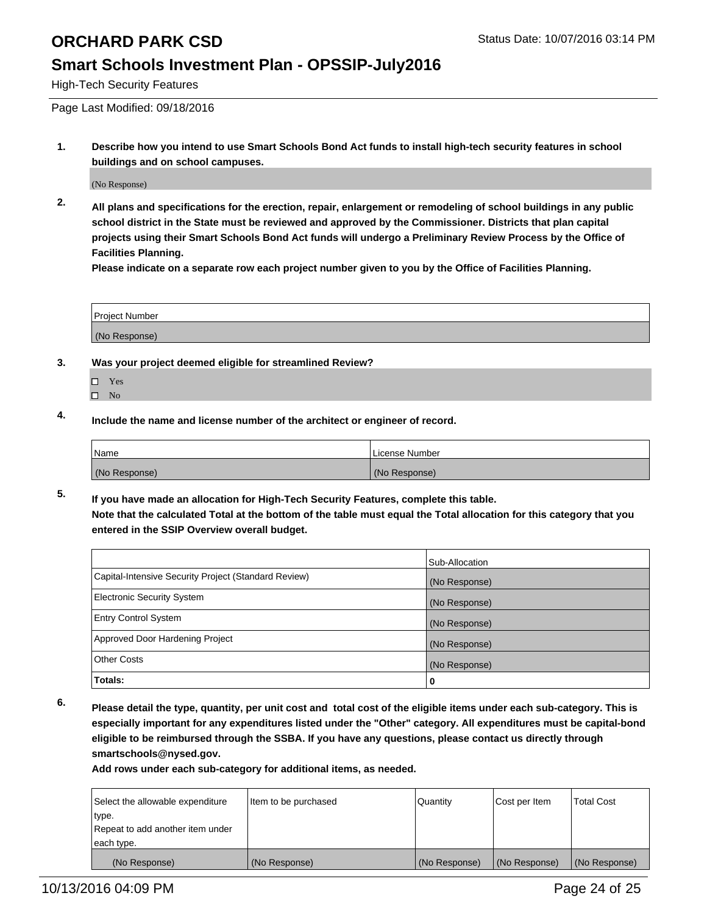# ORCHARD PARK CSD

Status Date: 10/07/2016 03:14 PM

## Smart Schools Investment Plan - OPSSIP-July2016

High-Tech Security Features

Page Last Modified: 09/18/2016

**1. Describe how you intend to use Smart Schools Bond Act funds to install high-tech security features in school buildings and on school campuses.**

(No Response)

**2. All plans and specifications for the erection, repair, enlargement or remodeling of school buildings in any public school district in the State must be reviewed and approved by the Commissioner. Districts that plan capital projects using their Smart Schools Bond Act funds will undergo a Preliminary Review Process by the Office of Facilities Planning.**
**Please indicate on a separate row each project number given to you by the Office of Facilities Planning.**

| Project Number |
| --- |
| (No Response) |

**3. Was your project deemed eligible for streamlined Review?**

- ☐ Yes
- ☐ No

**4. Include the name and license number of the architect or engineer of record.**

| Name | License Number |
| --- | --- |
| (No Response) | (No Response) |

**5. If you have made an allocation for High-Tech Security Features, complete this table.**
**Note that the calculated Total at the bottom of the table must equal the Total allocation for this category that you entered in the SSIP Overview overall budget.**

| | Sub-Allocation |
| --- | --- |
| Capital-Intensive Security Project (Standard Review) | (No Response) |
| Electronic Security System | (No Response) |
| Entry Control System | (No Response) |
| Approved Door Hardening Project | (No Response) |
| Other Costs | (No Response) |
| **Totals:** | **0** |

**6. Please detail the type, quantity, per unit cost and total cost of the eligible items under each sub-category. This is especially important for any expenditures listed under the "Other" category. All expenditures must be capital-bond eligible to be reimbursed through the SSBA. If you have any questions, please contact us directly through smartschools@nysed.gov.**
**Add rows under each sub-category for additional items, as needed.**

| Select the allowable expenditure type. Repeat to add another item under each type. | Item to be purchased | Quantity | Cost per Item | Total Cost |
| --- | --- | --- | --- | --- |
| (No Response) | (No Response) | (No Response) | (No Response) | (No Response) |